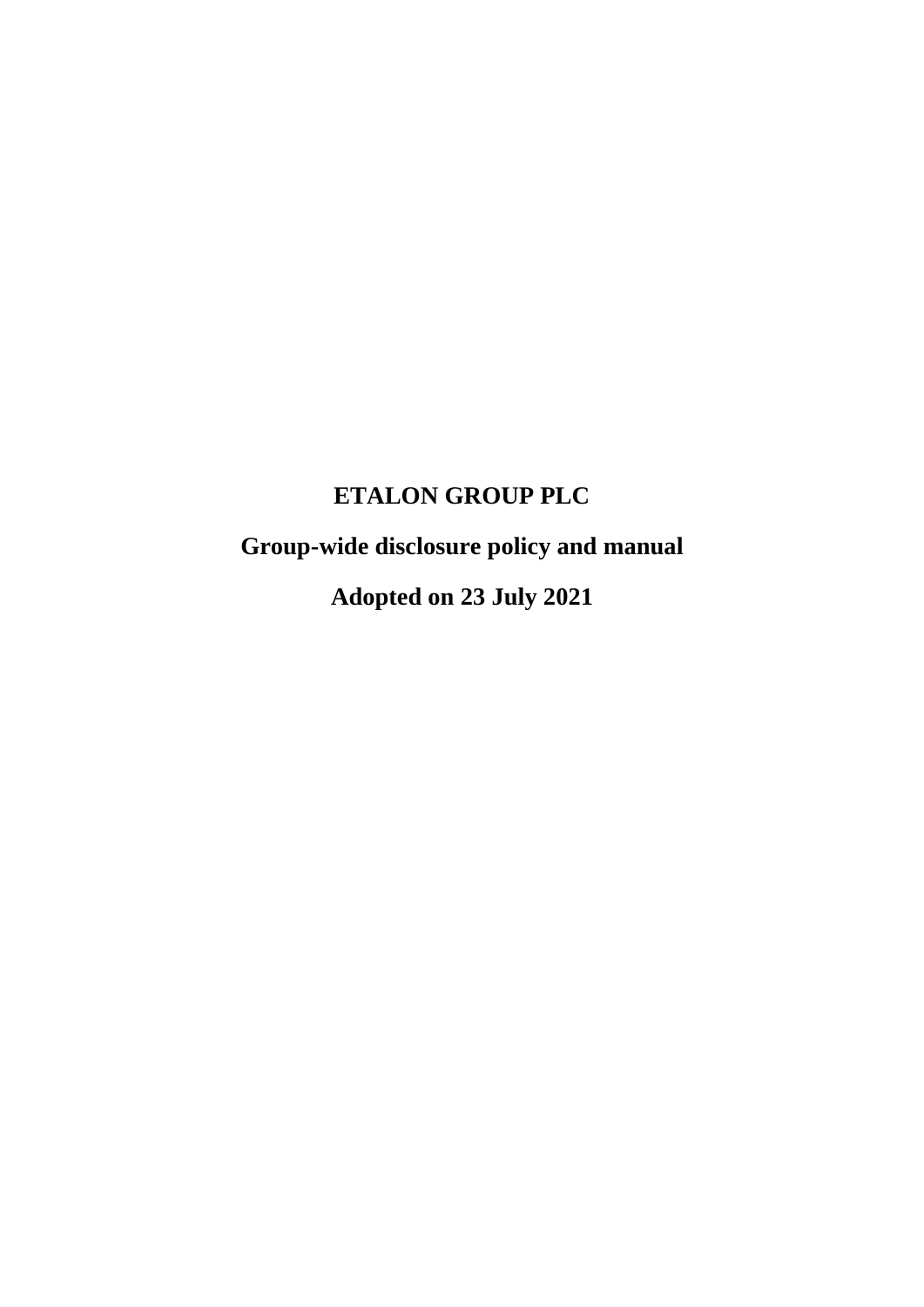# ETALON GROUP PLC

## Group-wide disclosure policy and manual

## Adopted on 23 July 2021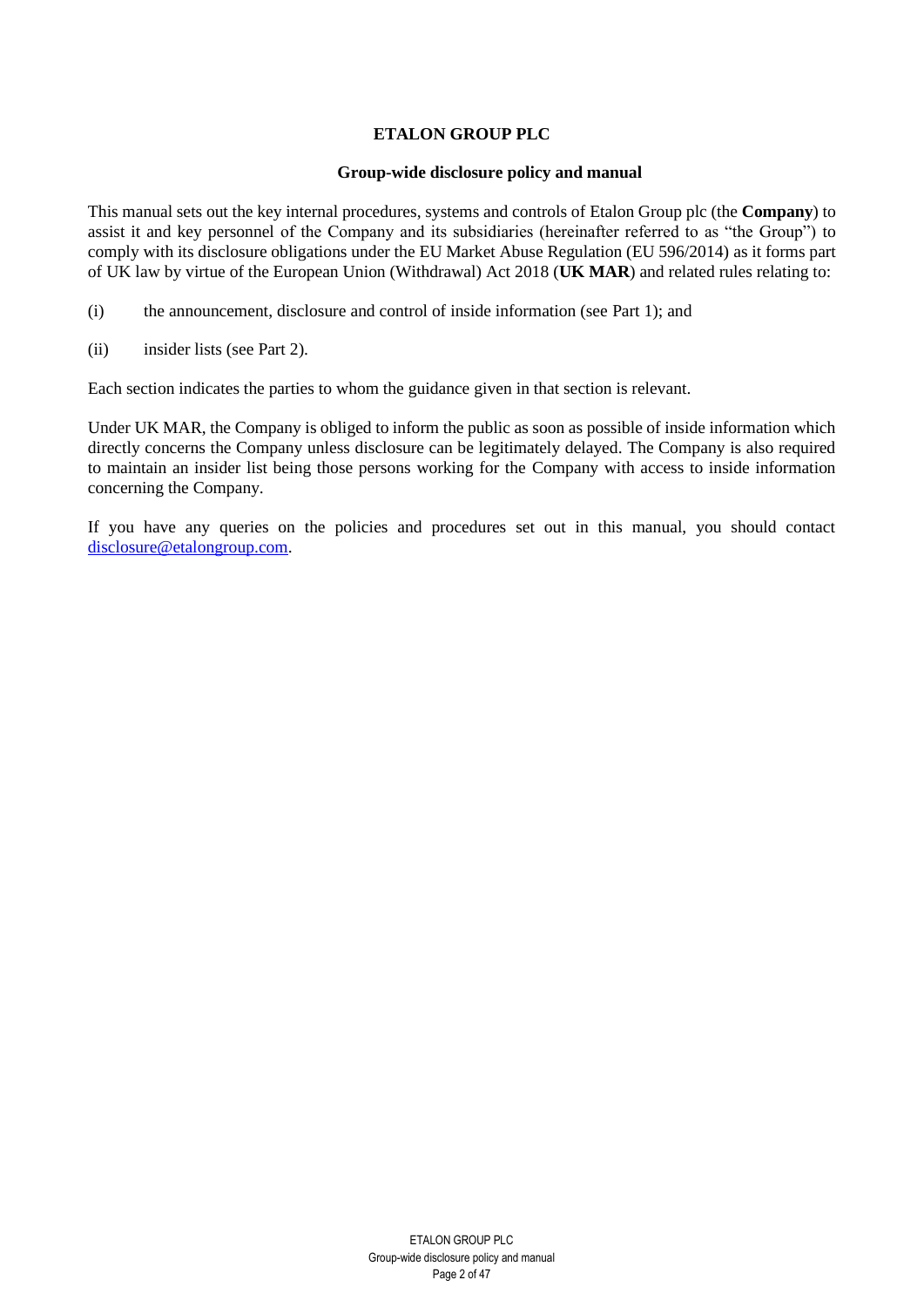**ETALON GROUP PLC**

**Group-wide disclosure policy and manual**

This manual sets out the key internal procedures, systems and controls of Etalon Group plc (the **Company**) to assist it and key personnel of the Company and its subsidiaries (hereinafter referred to as "the Group") to comply with its disclosure obligations under the EU Market Abuse Regulation (EU 596/2014) as it forms part of UK law by virtue of the European Union (Withdrawal) Act 2018 (**UK MAR**) and related rules relating to:

(i) the announcement, disclosure and control of inside information (see Part 1); and

(ii) insider lists (see Part 2).

Each section indicates the parties to whom the guidance given in that section is relevant.

Under UK MAR, the Company is obliged to inform the public as soon as possible of inside information which directly concerns the Company unless disclosure can be legitimately delayed. The Company is also required to maintain an insider list being those persons working for the Company with access to inside information concerning the Company.

If you have any queries on the policies and procedures set out in this manual, you should contact disclosure@etalongroup.com.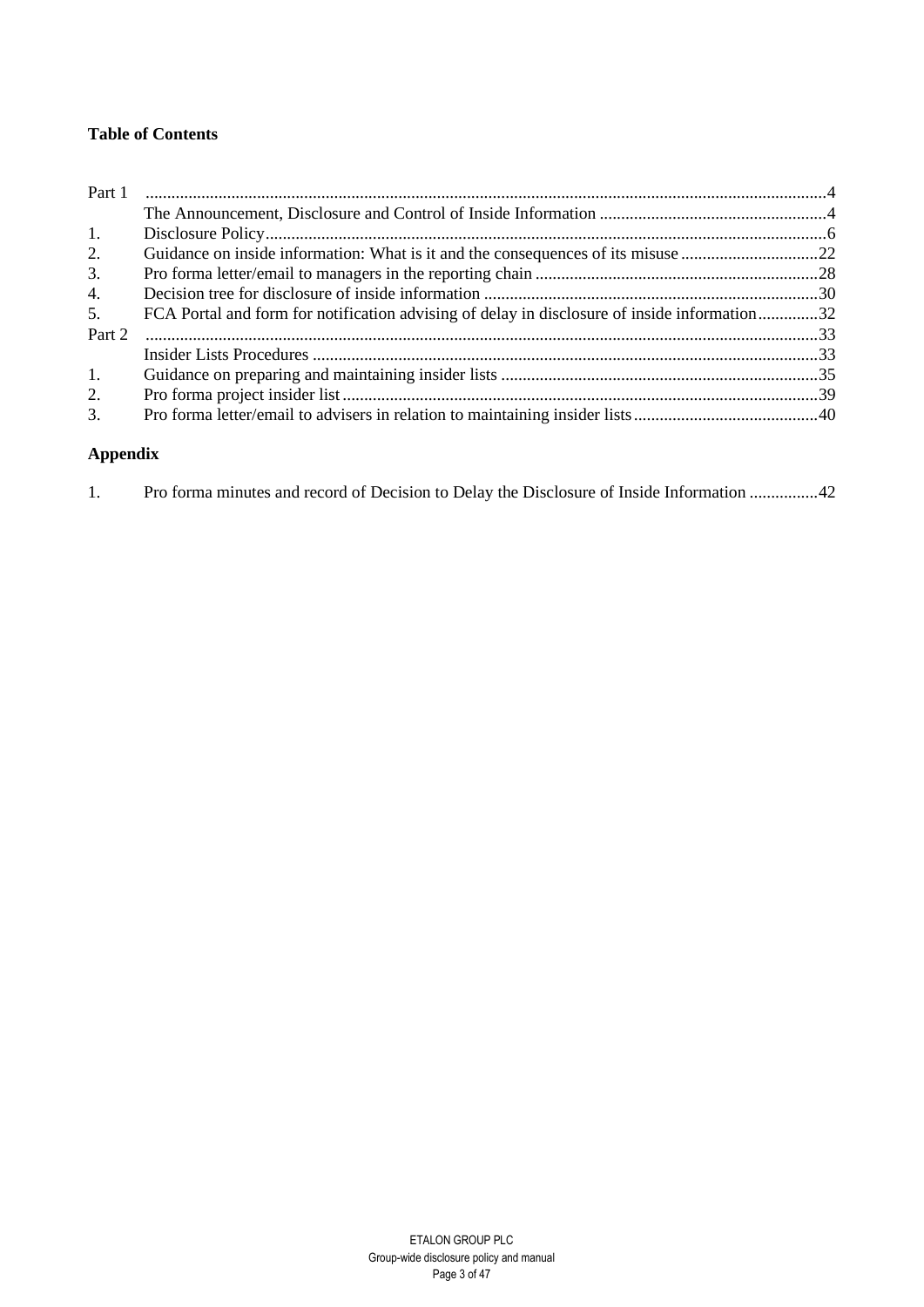**Table of Contents**

| | | |
|---|---|---|
| Part 1 | | 4 |
| | The Announcement, Disclosure and Control of Inside Information | 4 |
| 1. | Disclosure Policy | 6 |
| 2. | Guidance on inside information: What is it and the consequences of its misuse | 22 |
| 3. | Pro forma letter/email to managers in the reporting chain | 28 |
| 4. | Decision tree for disclosure of inside information | 30 |
| 5. | FCA Portal and form for notification advising of delay in disclosure of inside information | 32 |
| Part 2 | | 33 |
| | Insider Lists Procedures | 33 |
| 1. | Guidance on preparing and maintaining insider lists | 35 |
| 2. | Pro forma project insider list | 39 |
| 3. | Pro forma letter/email to advisers in relation to maintaining insider lists | 40 |

**Appendix**

| | | |
|---|---|---|
| 1. | Pro forma minutes and record of Decision to Delay the Disclosure of Inside Information | 42 |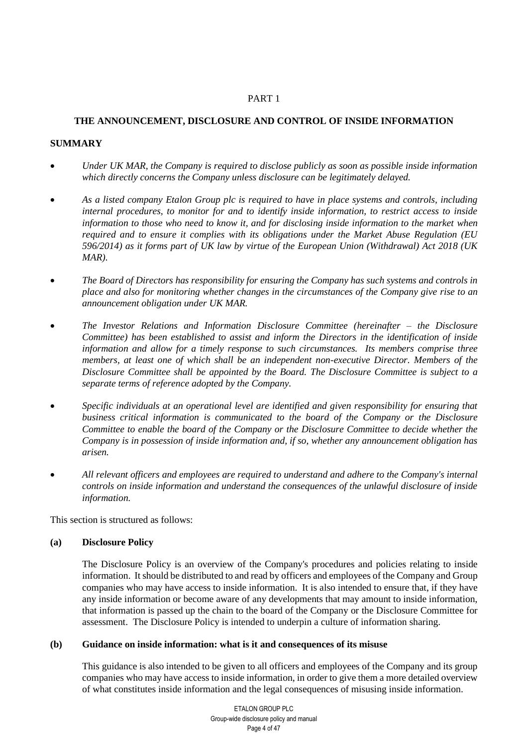PART 1

## THE ANNOUNCEMENT, DISCLOSURE AND CONTROL OF INSIDE INFORMATION

### SUMMARY

- *Under UK MAR, the Company is required to disclose publicly as soon as possible inside information which directly concerns the Company unless disclosure can be legitimately delayed.*
- *As a listed company Etalon Group plc is required to have in place systems and controls, including internal procedures, to monitor for and to identify inside information, to restrict access to inside information to those who need to know it, and for disclosing inside information to the market when required and to ensure it complies with its obligations under the Market Abuse Regulation (EU 596/2014) as it forms part of UK law by virtue of the European Union (Withdrawal) Act 2018 (UK MAR).*
- *The Board of Directors has responsibility for ensuring the Company has such systems and controls in place and also for monitoring whether changes in the circumstances of the Company give rise to an announcement obligation under UK MAR.*
- *The Investor Relations and Information Disclosure Committee (hereinafter – the Disclosure Committee) has been established to assist and inform the Directors in the identification of inside information and allow for a timely response to such circumstances. Its members comprise three members, at least one of which shall be an independent non-executive Director. Members of the Disclosure Committee shall be appointed by the Board. The Disclosure Committee is subject to a separate terms of reference adopted by the Company.*
- *Specific individuals at an operational level are identified and given responsibility for ensuring that business critical information is communicated to the board of the Company or the Disclosure Committee to enable the board of the Company or the Disclosure Committee to decide whether the Company is in possession of inside information and, if so, whether any announcement obligation has arisen.*
- *All relevant officers and employees are required to understand and adhere to the Company's internal controls on inside information and understand the consequences of the unlawful disclosure of inside information.*

This section is structured as follows:

**(a) Disclosure Policy**

The Disclosure Policy is an overview of the Company's procedures and policies relating to inside information. It should be distributed to and read by officers and employees of the Company and Group companies who may have access to inside information. It is also intended to ensure that, if they have any inside information or become aware of any developments that may amount to inside information, that information is passed up the chain to the board of the Company or the Disclosure Committee for assessment. The Disclosure Policy is intended to underpin a culture of information sharing.

**(b) Guidance on inside information: what is it and consequences of its misuse**

This guidance is also intended to be given to all officers and employees of the Company and its group companies who may have access to inside information, in order to give them a more detailed overview of what constitutes inside information and the legal consequences of misusing inside information.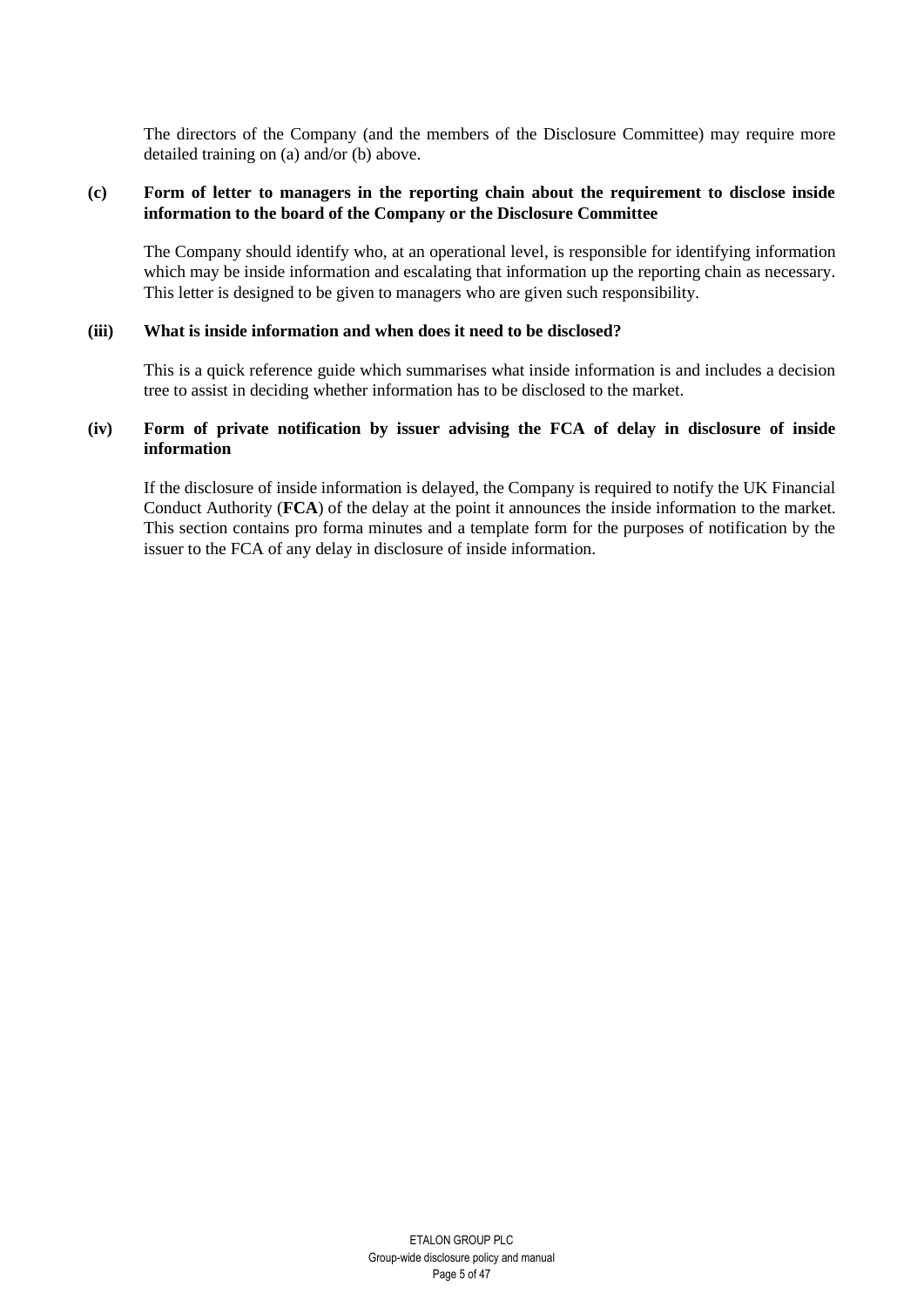The directors of the Company (and the members of the Disclosure Committee) may require more detailed training on (a) and/or (b) above.

**(c) Form of letter to managers in the reporting chain about the requirement to disclose inside information to the board of the Company or the Disclosure Committee**

The Company should identify who, at an operational level, is responsible for identifying information which may be inside information and escalating that information up the reporting chain as necessary. This letter is designed to be given to managers who are given such responsibility.

**(iii) What is inside information and when does it need to be disclosed?**

This is a quick reference guide which summarises what inside information is and includes a decision tree to assist in deciding whether information has to be disclosed to the market.

**(iv) Form of private notification by issuer advising the FCA of delay in disclosure of inside information**

If the disclosure of inside information is delayed, the Company is required to notify the UK Financial Conduct Authority (**FCA**) of the delay at the point it announces the inside information to the market. This section contains pro forma minutes and a template form for the purposes of notification by the issuer to the FCA of any delay in disclosure of inside information.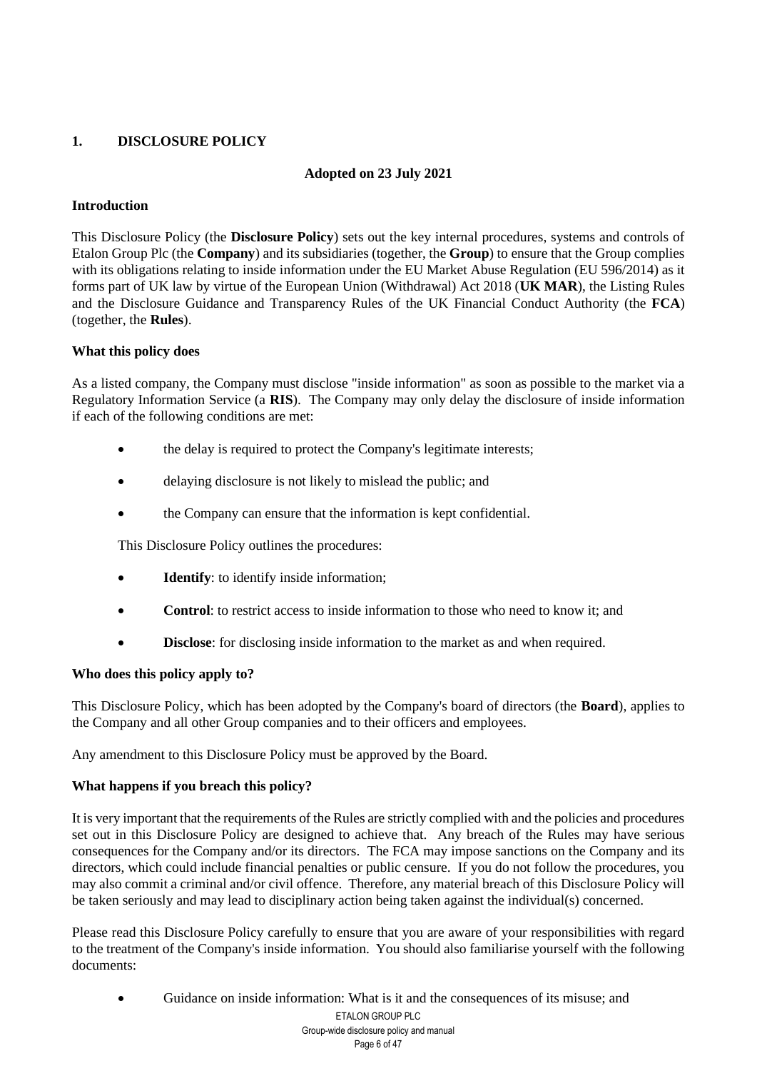## 1. DISCLOSURE POLICY

**Adopted on 23 July 2021**

### Introduction

This Disclosure Policy (the **Disclosure Policy**) sets out the key internal procedures, systems and controls of Etalon Group Plc (the **Company**) and its subsidiaries (together, the **Group**) to ensure that the Group complies with its obligations relating to inside information under the EU Market Abuse Regulation (EU 596/2014) as it forms part of UK law by virtue of the European Union (Withdrawal) Act 2018 (**UK MAR**), the Listing Rules and the Disclosure Guidance and Transparency Rules of the UK Financial Conduct Authority (the **FCA**) (together, the **Rules**).

### What this policy does

As a listed company, the Company must disclose "inside information" as soon as possible to the market via a Regulatory Information Service (a **RIS**). The Company may only delay the disclosure of inside information if each of the following conditions are met:

- the delay is required to protect the Company's legitimate interests;
- delaying disclosure is not likely to mislead the public; and
- the Company can ensure that the information is kept confidential.

This Disclosure Policy outlines the procedures:

- **Identify**: to identify inside information;
- **Control**: to restrict access to inside information to those who need to know it; and
- **Disclose**: for disclosing inside information to the market as and when required.

### Who does this policy apply to?

This Disclosure Policy, which has been adopted by the Company's board of directors (the **Board**), applies to the Company and all other Group companies and to their officers and employees.

Any amendment to this Disclosure Policy must be approved by the Board.

### What happens if you breach this policy?

It is very important that the requirements of the Rules are strictly complied with and the policies and procedures set out in this Disclosure Policy are designed to achieve that. Any breach of the Rules may have serious consequences for the Company and/or its directors. The FCA may impose sanctions on the Company and its directors, which could include financial penalties or public censure. If you do not follow the procedures, you may also commit a criminal and/or civil offence. Therefore, any material breach of this Disclosure Policy will be taken seriously and may lead to disciplinary action being taken against the individual(s) concerned.

Please read this Disclosure Policy carefully to ensure that you are aware of your responsibilities with regard to the treatment of the Company's inside information. You should also familiarise yourself with the following documents:

- Guidance on inside information: What is it and the consequences of its misuse; and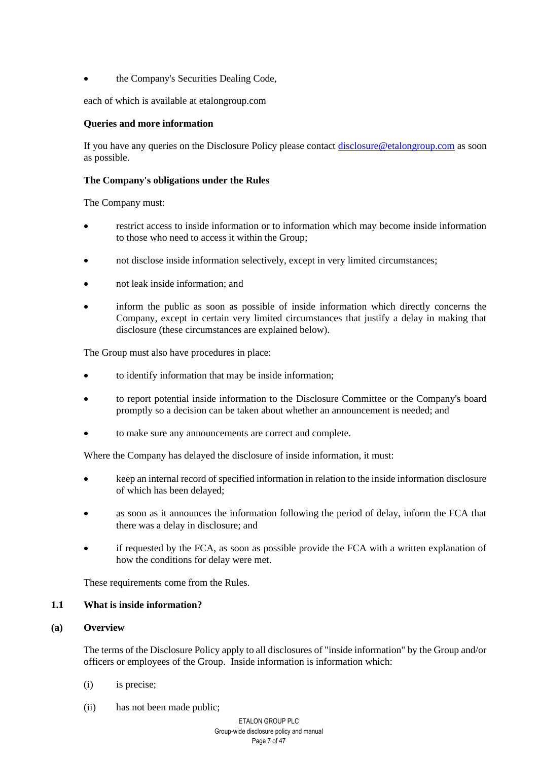- the Company's Securities Dealing Code,

each of which is available at etalongroup.com

**Queries and more information**

If you have any queries on the Disclosure Policy please contact [disclosure@etalongroup.com](mailto:disclosure@etalongroup.com) as soon as possible.

**The Company's obligations under the Rules**

The Company must:

- restrict access to inside information or to information which may become inside information to those who need to access it within the Group;
- not disclose inside information selectively, except in very limited circumstances;
- not leak inside information; and
- inform the public as soon as possible of inside information which directly concerns the Company, except in certain very limited circumstances that justify a delay in making that disclosure (these circumstances are explained below).

The Group must also have procedures in place:

- to identify information that may be inside information;
- to report potential inside information to the Disclosure Committee or the Company's board promptly so a decision can be taken about whether an announcement is needed; and
- to make sure any announcements are correct and complete.

Where the Company has delayed the disclosure of inside information, it must:

- keep an internal record of specified information in relation to the inside information disclosure of which has been delayed;
- as soon as it announces the information following the period of delay, inform the FCA that there was a delay in disclosure; and
- if requested by the FCA, as soon as possible provide the FCA with a written explanation of how the conditions for delay were met.

These requirements come from the Rules.

## 1.1 What is inside information?

### (a) Overview

The terms of the Disclosure Policy apply to all disclosures of "inside information" by the Group and/or officers or employees of the Group. Inside information is information which:

(i) is precise;

(ii) has not been made public;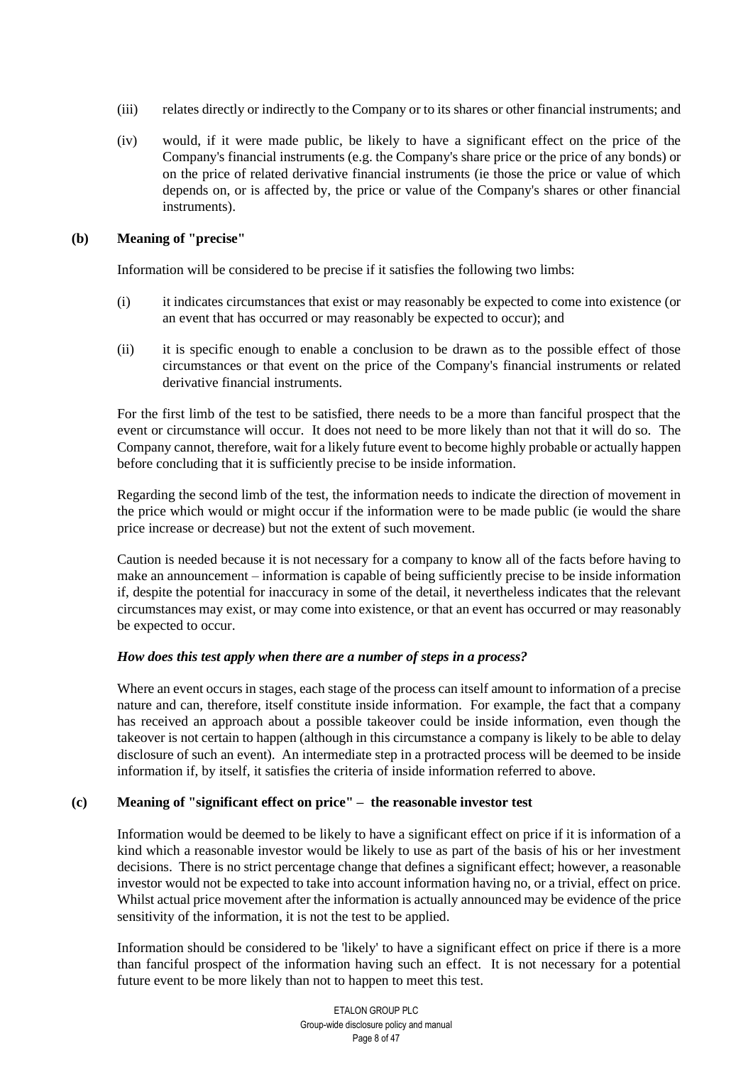(iii) relates directly or indirectly to the Company or to its shares or other financial instruments; and

(iv) would, if it were made public, be likely to have a significant effect on the price of the Company's financial instruments (e.g. the Company's share price or the price of any bonds) or on the price of related derivative financial instruments (ie those the price or value of which depends on, or is affected by, the price or value of the Company's shares or other financial instruments).

**(b) Meaning of "precise"**

Information will be considered to be precise if it satisfies the following two limbs:

(i) it indicates circumstances that exist or may reasonably be expected to come into existence (or an event that has occurred or may reasonably be expected to occur); and

(ii) it is specific enough to enable a conclusion to be drawn as to the possible effect of those circumstances or that event on the price of the Company's financial instruments or related derivative financial instruments.

For the first limb of the test to be satisfied, there needs to be a more than fanciful prospect that the event or circumstance will occur. It does not need to be more likely than not that it will do so. The Company cannot, therefore, wait for a likely future event to become highly probable or actually happen before concluding that it is sufficiently precise to be inside information.

Regarding the second limb of the test, the information needs to indicate the direction of movement in the price which would or might occur if the information were to be made public (ie would the share price increase or decrease) but not the extent of such movement.

Caution is needed because it is not necessary for a company to know all of the facts before having to make an announcement – information is capable of being sufficiently precise to be inside information if, despite the potential for inaccuracy in some of the detail, it nevertheless indicates that the relevant circumstances may exist, or may come into existence, or that an event has occurred or may reasonably be expected to occur.

***How does this test apply when there are a number of steps in a process?***

Where an event occurs in stages, each stage of the process can itself amount to information of a precise nature and can, therefore, itself constitute inside information. For example, the fact that a company has received an approach about a possible takeover could be inside information, even though the takeover is not certain to happen (although in this circumstance a company is likely to be able to delay disclosure of such an event). An intermediate step in a protracted process will be deemed to be inside information if, by itself, it satisfies the criteria of inside information referred to above.

**(c) Meaning of "significant effect on price" – the reasonable investor test**

Information would be deemed to be likely to have a significant effect on price if it is information of a kind which a reasonable investor would be likely to use as part of the basis of his or her investment decisions. There is no strict percentage change that defines a significant effect; however, a reasonable investor would not be expected to take into account information having no, or a trivial, effect on price. Whilst actual price movement after the information is actually announced may be evidence of the price sensitivity of the information, it is not the test to be applied.

Information should be considered to be 'likely' to have a significant effect on price if there is a more than fanciful prospect of the information having such an effect. It is not necessary for a potential future event to be more likely than not to happen to meet this test.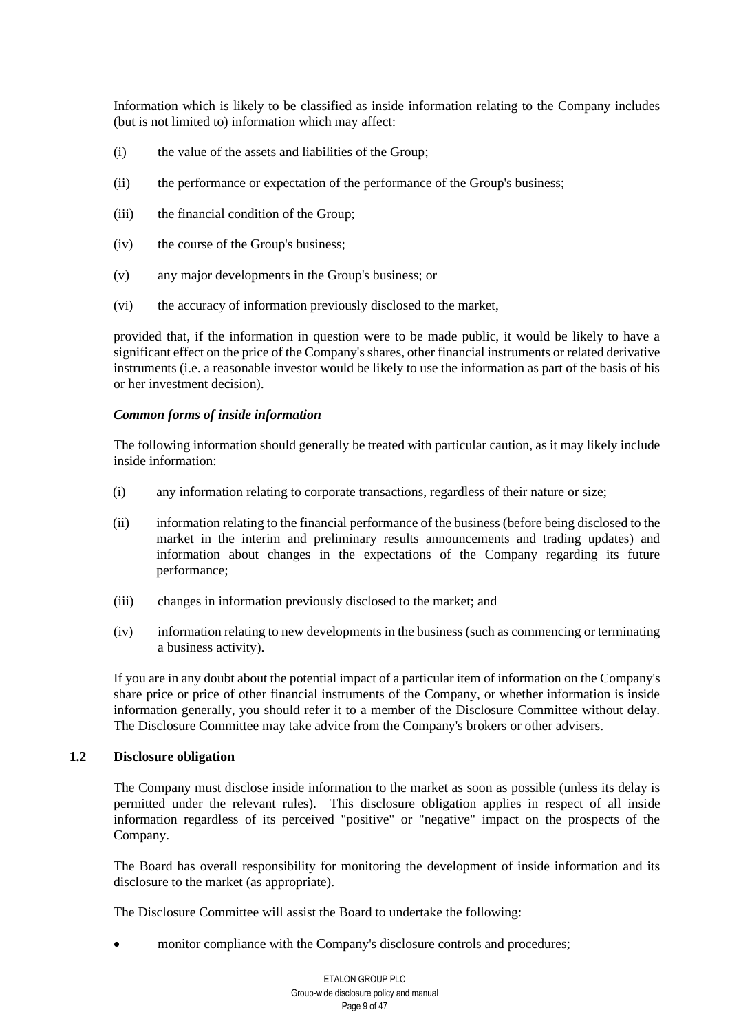Information which is likely to be classified as inside information relating to the Company includes (but is not limited to) information which may affect:

(i) the value of the assets and liabilities of the Group;

(ii) the performance or expectation of the performance of the Group's business;

(iii) the financial condition of the Group;

(iv) the course of the Group's business;

(v) any major developments in the Group's business; or

(vi) the accuracy of information previously disclosed to the market,

provided that, if the information in question were to be made public, it would be likely to have a significant effect on the price of the Company's shares, other financial instruments or related derivative instruments (i.e. a reasonable investor would be likely to use the information as part of the basis of his or her investment decision).

***Common forms of inside information***

The following information should generally be treated with particular caution, as it may likely include inside information:

(i) any information relating to corporate transactions, regardless of their nature or size;

(ii) information relating to the financial performance of the business (before being disclosed to the market in the interim and preliminary results announcements and trading updates) and information about changes in the expectations of the Company regarding its future performance;

(iii) changes in information previously disclosed to the market; and

(iv) information relating to new developments in the business (such as commencing or terminating a business activity).

If you are in any doubt about the potential impact of a particular item of information on the Company's share price or price of other financial instruments of the Company, or whether information is inside information generally, you should refer it to a member of the Disclosure Committee without delay. The Disclosure Committee may take advice from the Company's brokers or other advisers.

### 1.2 Disclosure obligation

The Company must disclose inside information to the market as soon as possible (unless its delay is permitted under the relevant rules). This disclosure obligation applies in respect of all inside information regardless of its perceived "positive" or "negative" impact on the prospects of the Company.

The Board has overall responsibility for monitoring the development of inside information and its disclosure to the market (as appropriate).

The Disclosure Committee will assist the Board to undertake the following:

- monitor compliance with the Company's disclosure controls and procedures;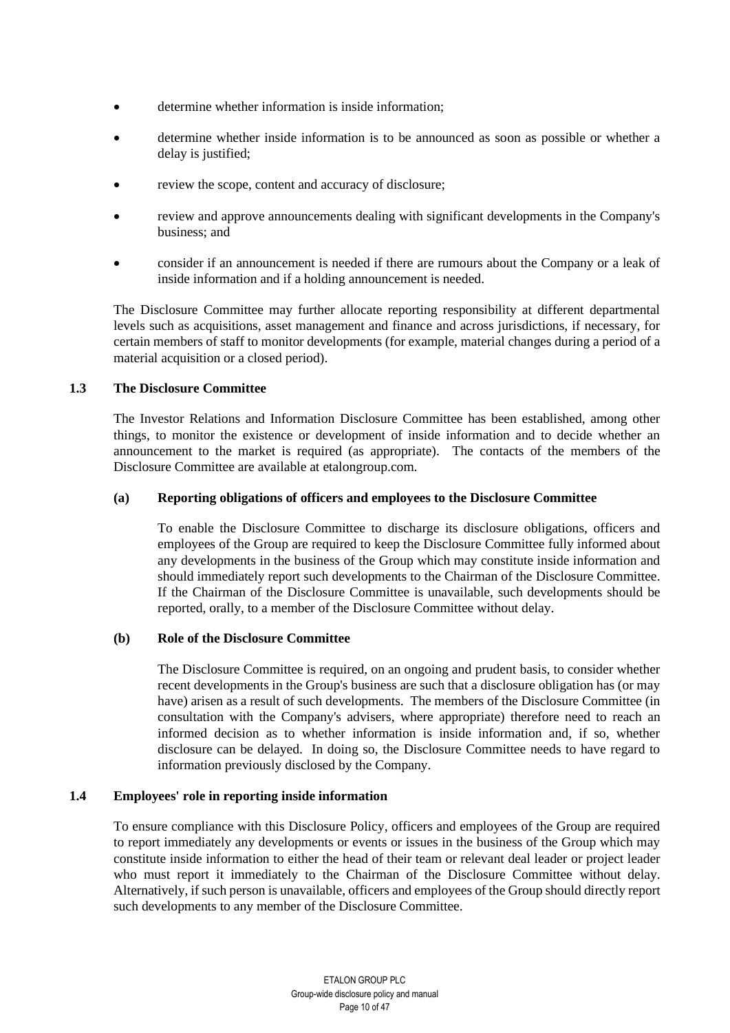- determine whether information is inside information;
- determine whether inside information is to be announced as soon as possible or whether a delay is justified;
- review the scope, content and accuracy of disclosure;
- review and approve announcements dealing with significant developments in the Company's business; and
- consider if an announcement is needed if there are rumours about the Company or a leak of inside information and if a holding announcement is needed.

The Disclosure Committee may further allocate reporting responsibility at different departmental levels such as acquisitions, asset management and finance and across jurisdictions, if necessary, for certain members of staff to monitor developments (for example, material changes during a period of a material acquisition or a closed period).

### 1.3 The Disclosure Committee

The Investor Relations and Information Disclosure Committee has been established, among other things, to monitor the existence or development of inside information and to decide whether an announcement to the market is required (as appropriate). The contacts of the members of the Disclosure Committee are available at etalongroup.com.

#### (a) Reporting obligations of officers and employees to the Disclosure Committee

To enable the Disclosure Committee to discharge its disclosure obligations, officers and employees of the Group are required to keep the Disclosure Committee fully informed about any developments in the business of the Group which may constitute inside information and should immediately report such developments to the Chairman of the Disclosure Committee. If the Chairman of the Disclosure Committee is unavailable, such developments should be reported, orally, to a member of the Disclosure Committee without delay.

#### (b) Role of the Disclosure Committee

The Disclosure Committee is required, on an ongoing and prudent basis, to consider whether recent developments in the Group's business are such that a disclosure obligation has (or may have) arisen as a result of such developments. The members of the Disclosure Committee (in consultation with the Company's advisers, where appropriate) therefore need to reach an informed decision as to whether information is inside information and, if so, whether disclosure can be delayed. In doing so, the Disclosure Committee needs to have regard to information previously disclosed by the Company.

### 1.4 Employees' role in reporting inside information

To ensure compliance with this Disclosure Policy, officers and employees of the Group are required to report immediately any developments or events or issues in the business of the Group which may constitute inside information to either the head of their team or relevant deal leader or project leader who must report it immediately to the Chairman of the Disclosure Committee without delay. Alternatively, if such person is unavailable, officers and employees of the Group should directly report such developments to any member of the Disclosure Committee.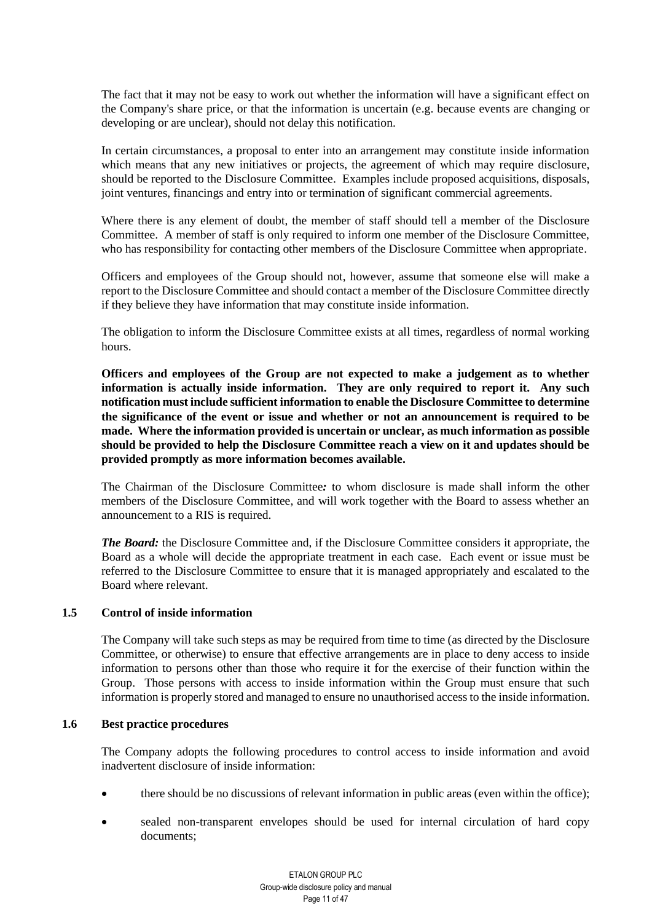The fact that it may not be easy to work out whether the information will have a significant effect on the Company's share price, or that the information is uncertain (e.g. because events are changing or developing or are unclear), should not delay this notification.

In certain circumstances, a proposal to enter into an arrangement may constitute inside information which means that any new initiatives or projects, the agreement of which may require disclosure, should be reported to the Disclosure Committee. Examples include proposed acquisitions, disposals, joint ventures, financings and entry into or termination of significant commercial agreements.

Where there is any element of doubt, the member of staff should tell a member of the Disclosure Committee. A member of staff is only required to inform one member of the Disclosure Committee, who has responsibility for contacting other members of the Disclosure Committee when appropriate.

Officers and employees of the Group should not, however, assume that someone else will make a report to the Disclosure Committee and should contact a member of the Disclosure Committee directly if they believe they have information that may constitute inside information.

The obligation to inform the Disclosure Committee exists at all times, regardless of normal working hours.

**Officers and employees of the Group are not expected to make a judgement as to whether information is actually inside information. They are only required to report it. Any such notification must include sufficient information to enable the Disclosure Committee to determine the significance of the event or issue and whether or not an announcement is required to be made. Where the information provided is uncertain or unclear, as much information as possible should be provided to help the Disclosure Committee reach a view on it and updates should be provided promptly as more information becomes available.**

The Chairman of the Disclosure Committee*:* to whom disclosure is made shall inform the other members of the Disclosure Committee, and will work together with the Board to assess whether an announcement to a RIS is required.

***The Board:*** the Disclosure Committee and, if the Disclosure Committee considers it appropriate, the Board as a whole will decide the appropriate treatment in each case. Each event or issue must be referred to the Disclosure Committee to ensure that it is managed appropriately and escalated to the Board where relevant.

### 1.5 Control of inside information

The Company will take such steps as may be required from time to time (as directed by the Disclosure Committee, or otherwise) to ensure that effective arrangements are in place to deny access to inside information to persons other than those who require it for the exercise of their function within the Group. Those persons with access to inside information within the Group must ensure that such information is properly stored and managed to ensure no unauthorised access to the inside information.

### 1.6 Best practice procedures

The Company adopts the following procedures to control access to inside information and avoid inadvertent disclosure of inside information:

- there should be no discussions of relevant information in public areas (even within the office);
- sealed non-transparent envelopes should be used for internal circulation of hard copy documents;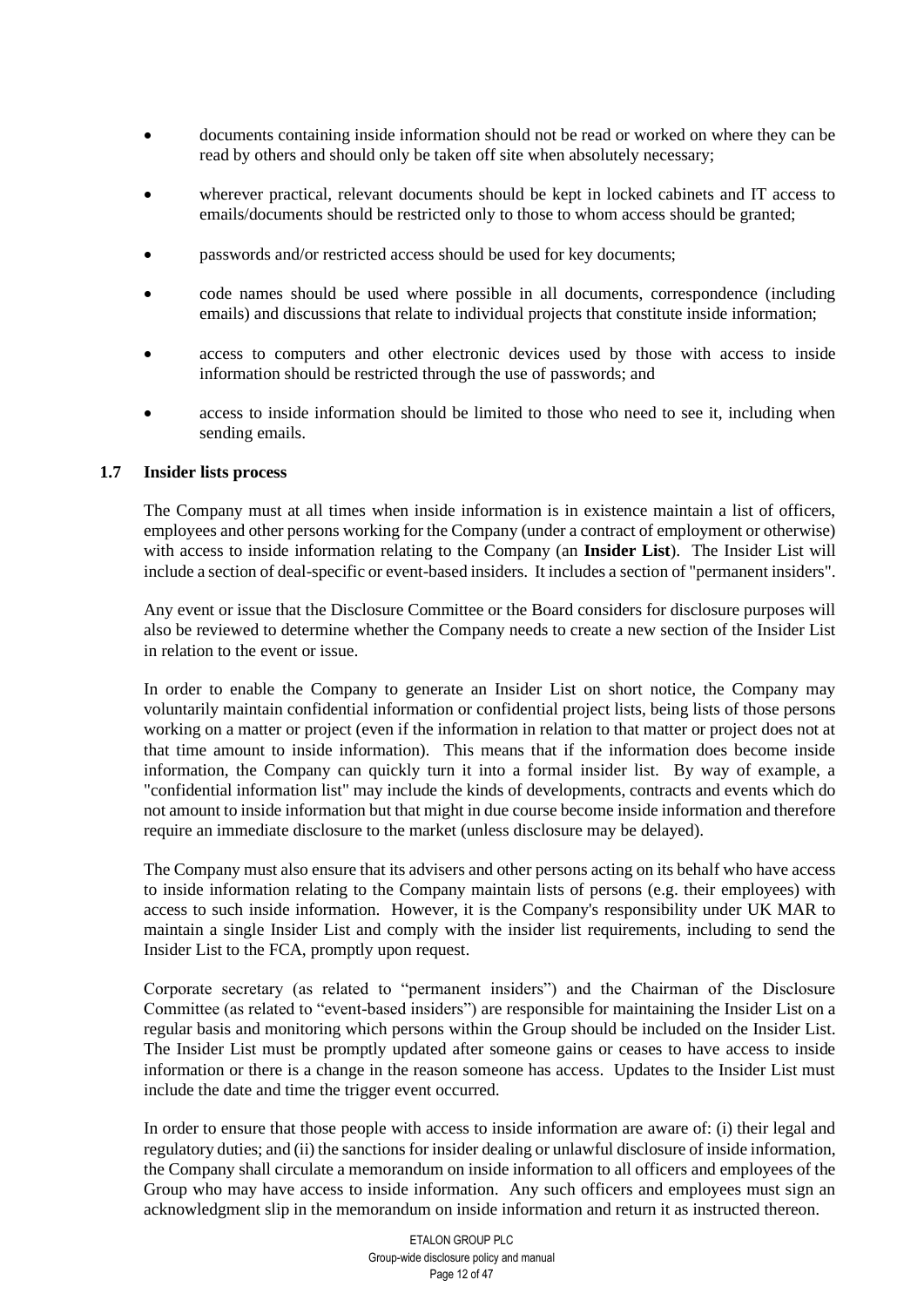- documents containing inside information should not be read or worked on where they can be read by others and should only be taken off site when absolutely necessary;
- wherever practical, relevant documents should be kept in locked cabinets and IT access to emails/documents should be restricted only to those to whom access should be granted;
- passwords and/or restricted access should be used for key documents;
- code names should be used where possible in all documents, correspondence (including emails) and discussions that relate to individual projects that constitute inside information;
- access to computers and other electronic devices used by those with access to inside information should be restricted through the use of passwords; and
- access to inside information should be limited to those who need to see it, including when sending emails.

### 1.7 Insider lists process

The Company must at all times when inside information is in existence maintain a list of officers, employees and other persons working for the Company (under a contract of employment or otherwise) with access to inside information relating to the Company (an **Insider List**). The Insider List will include a section of deal-specific or event-based insiders. It includes a section of "permanent insiders".

Any event or issue that the Disclosure Committee or the Board considers for disclosure purposes will also be reviewed to determine whether the Company needs to create a new section of the Insider List in relation to the event or issue.

In order to enable the Company to generate an Insider List on short notice, the Company may voluntarily maintain confidential information or confidential project lists, being lists of those persons working on a matter or project (even if the information in relation to that matter or project does not at that time amount to inside information). This means that if the information does become inside information, the Company can quickly turn it into a formal insider list. By way of example, a "confidential information list" may include the kinds of developments, contracts and events which do not amount to inside information but that might in due course become inside information and therefore require an immediate disclosure to the market (unless disclosure may be delayed).

The Company must also ensure that its advisers and other persons acting on its behalf who have access to inside information relating to the Company maintain lists of persons (e.g. their employees) with access to such inside information. However, it is the Company's responsibility under UK MAR to maintain a single Insider List and comply with the insider list requirements, including to send the Insider List to the FCA, promptly upon request.

Corporate secretary (as related to "permanent insiders") and the Chairman of the Disclosure Committee (as related to "event-based insiders") are responsible for maintaining the Insider List on a regular basis and monitoring which persons within the Group should be included on the Insider List. The Insider List must be promptly updated after someone gains or ceases to have access to inside information or there is a change in the reason someone has access. Updates to the Insider List must include the date and time the trigger event occurred.

In order to ensure that those people with access to inside information are aware of: (i) their legal and regulatory duties; and (ii) the sanctions for insider dealing or unlawful disclosure of inside information, the Company shall circulate a memorandum on inside information to all officers and employees of the Group who may have access to inside information. Any such officers and employees must sign an acknowledgment slip in the memorandum on inside information and return it as instructed thereon.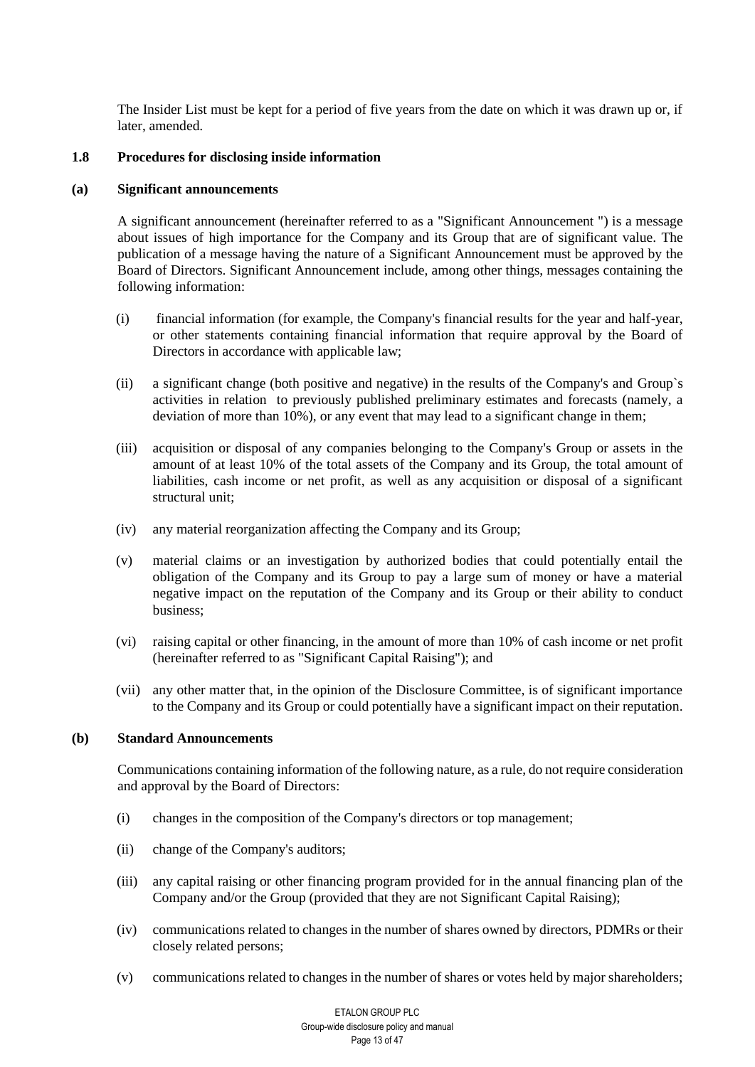The Insider List must be kept for a period of five years from the date on which it was drawn up or, if later, amended.

**1.8 Procedures for disclosing inside information**

**(a) Significant announcements**

A significant announcement (hereinafter referred to as a "Significant Announcement ") is a message about issues of high importance for the Company and its Group that are of significant value. The publication of a message having the nature of a Significant Announcement must be approved by the Board of Directors. Significant Announcement include, among other things, messages containing the following information:

(i) financial information (for example, the Company's financial results for the year and half-year, or other statements containing financial information that require approval by the Board of Directors in accordance with applicable law;

(ii) a significant change (both positive and negative) in the results of the Company's and Group`s activities in relation to previously published preliminary estimates and forecasts (namely, a deviation of more than 10%), or any event that may lead to a significant change in them;

(iii) acquisition or disposal of any companies belonging to the Company's Group or assets in the amount of at least 10% of the total assets of the Company and its Group, the total amount of liabilities, cash income or net profit, as well as any acquisition or disposal of a significant structural unit;

(iv) any material reorganization affecting the Company and its Group;

(v) material claims or an investigation by authorized bodies that could potentially entail the obligation of the Company and its Group to pay a large sum of money or have a material negative impact on the reputation of the Company and its Group or their ability to conduct business;

(vi) raising capital or other financing, in the amount of more than 10% of cash income or net profit (hereinafter referred to as "Significant Capital Raising"); and

(vii) any other matter that, in the opinion of the Disclosure Committee, is of significant importance to the Company and its Group or could potentially have a significant impact on their reputation.

**(b) Standard Announcements**

Communications containing information of the following nature, as a rule, do not require consideration and approval by the Board of Directors:

(i) changes in the composition of the Company's directors or top management;

(ii) change of the Company's auditors;

(iii) any capital raising or other financing program provided for in the annual financing plan of the Company and/or the Group (provided that they are not Significant Capital Raising);

(iv) communications related to changes in the number of shares owned by directors, PDMRs or their closely related persons;

(v) communications related to changes in the number of shares or votes held by major shareholders;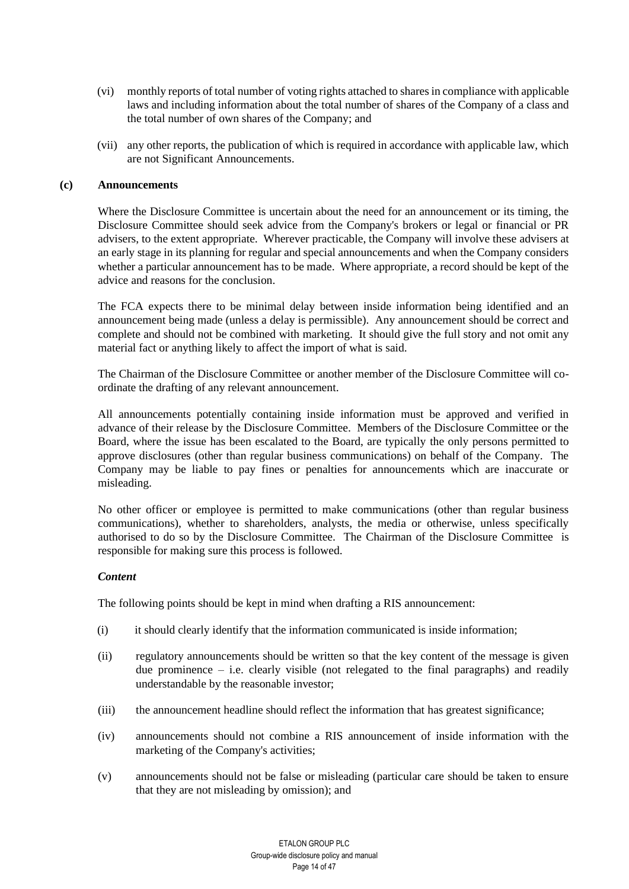(vi) monthly reports of total number of voting rights attached to shares in compliance with applicable laws and including information about the total number of shares of the Company of a class and the total number of own shares of the Company; and

(vii) any other reports, the publication of which is required in accordance with applicable law, which are not Significant Announcements.

**(c) Announcements**

Where the Disclosure Committee is uncertain about the need for an announcement or its timing, the Disclosure Committee should seek advice from the Company's brokers or legal or financial or PR advisers, to the extent appropriate. Wherever practicable, the Company will involve these advisers at an early stage in its planning for regular and special announcements and when the Company considers whether a particular announcement has to be made. Where appropriate, a record should be kept of the advice and reasons for the conclusion.

The FCA expects there to be minimal delay between inside information being identified and an announcement being made (unless a delay is permissible). Any announcement should be correct and complete and should not be combined with marketing. It should give the full story and not omit any material fact or anything likely to affect the import of what is said.

The Chairman of the Disclosure Committee or another member of the Disclosure Committee will co-ordinate the drafting of any relevant announcement.

All announcements potentially containing inside information must be approved and verified in advance of their release by the Disclosure Committee. Members of the Disclosure Committee or the Board, where the issue has been escalated to the Board, are typically the only persons permitted to approve disclosures (other than regular business communications) on behalf of the Company. The Company may be liable to pay fines or penalties for announcements which are inaccurate or misleading.

No other officer or employee is permitted to make communications (other than regular business communications), whether to shareholders, analysts, the media or otherwise, unless specifically authorised to do so by the Disclosure Committee. The Chairman of the Disclosure Committee is responsible for making sure this process is followed.

***Content***

The following points should be kept in mind when drafting a RIS announcement:

(i) it should clearly identify that the information communicated is inside information;

(ii) regulatory announcements should be written so that the key content of the message is given due prominence – i.e. clearly visible (not relegated to the final paragraphs) and readily understandable by the reasonable investor;

(iii) the announcement headline should reflect the information that has greatest significance;

(iv) announcements should not combine a RIS announcement of inside information with the marketing of the Company's activities;

(v) announcements should not be false or misleading (particular care should be taken to ensure that they are not misleading by omission); and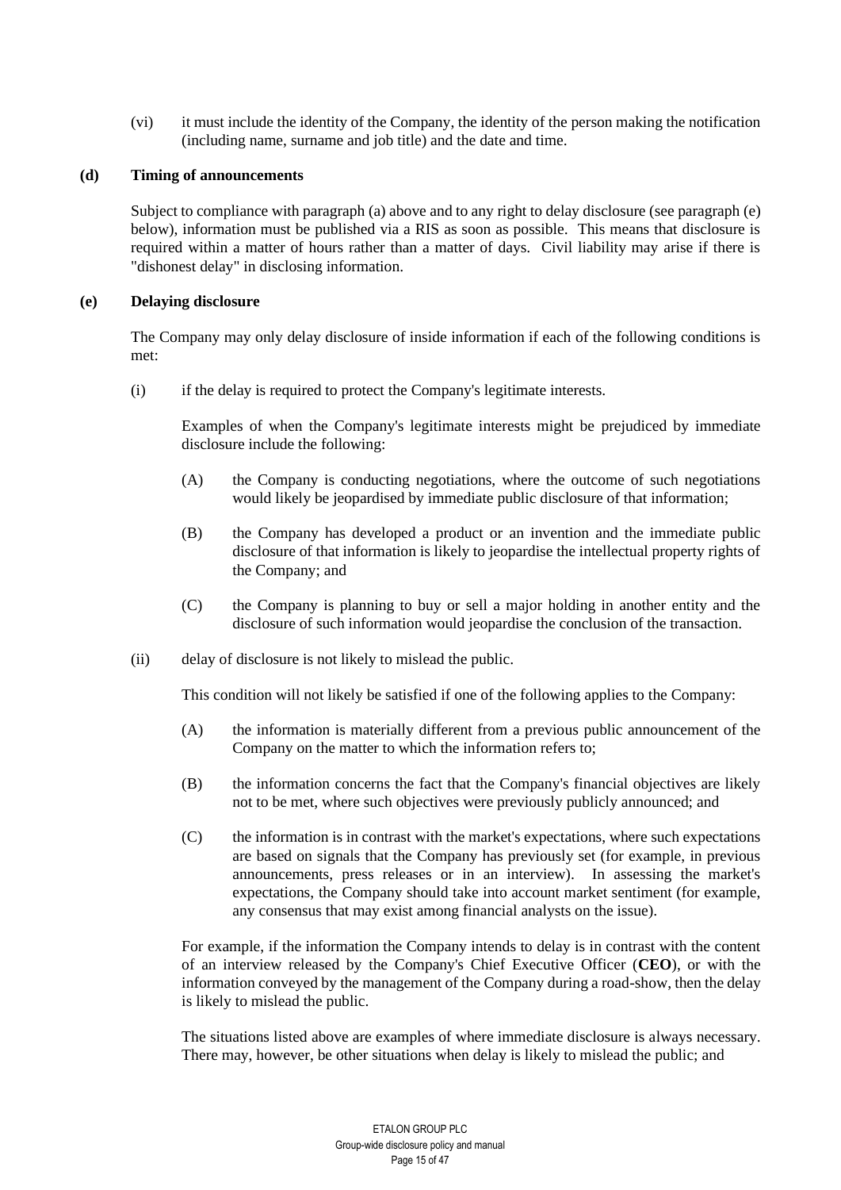(vi) it must include the identity of the Company, the identity of the person making the notification (including name, surname and job title) and the date and time.

**(d) Timing of announcements**

Subject to compliance with paragraph (a) above and to any right to delay disclosure (see paragraph (e) below), information must be published via a RIS as soon as possible. This means that disclosure is required within a matter of hours rather than a matter of days. Civil liability may arise if there is "dishonest delay" in disclosing information.

**(e) Delaying disclosure**

The Company may only delay disclosure of inside information if each of the following conditions is met:

(i) if the delay is required to protect the Company's legitimate interests.

Examples of when the Company's legitimate interests might be prejudiced by immediate disclosure include the following:

(A) the Company is conducting negotiations, where the outcome of such negotiations would likely be jeopardised by immediate public disclosure of that information;

(B) the Company has developed a product or an invention and the immediate public disclosure of that information is likely to jeopardise the intellectual property rights of the Company; and

(C) the Company is planning to buy or sell a major holding in another entity and the disclosure of such information would jeopardise the conclusion of the transaction.

(ii) delay of disclosure is not likely to mislead the public.

This condition will not likely be satisfied if one of the following applies to the Company:

(A) the information is materially different from a previous public announcement of the Company on the matter to which the information refers to;

(B) the information concerns the fact that the Company's financial objectives are likely not to be met, where such objectives were previously publicly announced; and

(C) the information is in contrast with the market's expectations, where such expectations are based on signals that the Company has previously set (for example, in previous announcements, press releases or in an interview). In assessing the market's expectations, the Company should take into account market sentiment (for example, any consensus that may exist among financial analysts on the issue).

For example, if the information the Company intends to delay is in contrast with the content of an interview released by the Company's Chief Executive Officer (**CEO**), or with the information conveyed by the management of the Company during a road-show, then the delay is likely to mislead the public.

The situations listed above are examples of where immediate disclosure is always necessary. There may, however, be other situations when delay is likely to mislead the public; and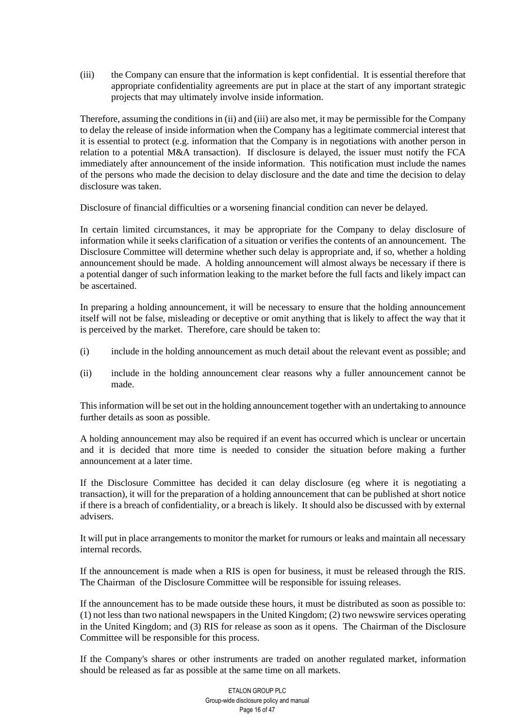(iii) the Company can ensure that the information is kept confidential. It is essential therefore that appropriate confidentiality agreements are put in place at the start of any important strategic projects that may ultimately involve inside information.

Therefore, assuming the conditions in (ii) and (iii) are also met, it may be permissible for the Company to delay the release of inside information when the Company has a legitimate commercial interest that it is essential to protect (e.g. information that the Company is in negotiations with another person in relation to a potential M&A transaction). If disclosure is delayed, the issuer must notify the FCA immediately after announcement of the inside information. This notification must include the names of the persons who made the decision to delay disclosure and the date and time the decision to delay disclosure was taken.

Disclosure of financial difficulties or a worsening financial condition can never be delayed.

In certain limited circumstances, it may be appropriate for the Company to delay disclosure of information while it seeks clarification of a situation or verifies the contents of an announcement. The Disclosure Committee will determine whether such delay is appropriate and, if so, whether a holding announcement should be made. A holding announcement will almost always be necessary if there is a potential danger of such information leaking to the market before the full facts and likely impact can be ascertained.

In preparing a holding announcement, it will be necessary to ensure that the holding announcement itself will not be false, misleading or deceptive or omit anything that is likely to affect the way that it is perceived by the market. Therefore, care should be taken to:

(i) include in the holding announcement as much detail about the relevant event as possible; and

(ii) include in the holding announcement clear reasons why a fuller announcement cannot be made.

This information will be set out in the holding announcement together with an undertaking to announce further details as soon as possible.

A holding announcement may also be required if an event has occurred which is unclear or uncertain and it is decided that more time is needed to consider the situation before making a further announcement at a later time.

If the Disclosure Committee has decided it can delay disclosure (eg where it is negotiating a transaction), it will for the preparation of a holding announcement that can be published at short notice if there is a breach of confidentiality, or a breach is likely. It should also be discussed with by external advisers.

It will put in place arrangements to monitor the market for rumours or leaks and maintain all necessary internal records.

If the announcement is made when a RIS is open for business, it must be released through the RIS. The Chairman of the Disclosure Committee will be responsible for issuing releases.

If the announcement has to be made outside these hours, it must be distributed as soon as possible to: (1) not less than two national newspapers in the United Kingdom; (2) two newswire services operating in the United Kingdom; and (3) RIS for release as soon as it opens. The Chairman of the Disclosure Committee will be responsible for this process.

If the Company's shares or other instruments are traded on another regulated market, information should be released as far as possible at the same time on all markets.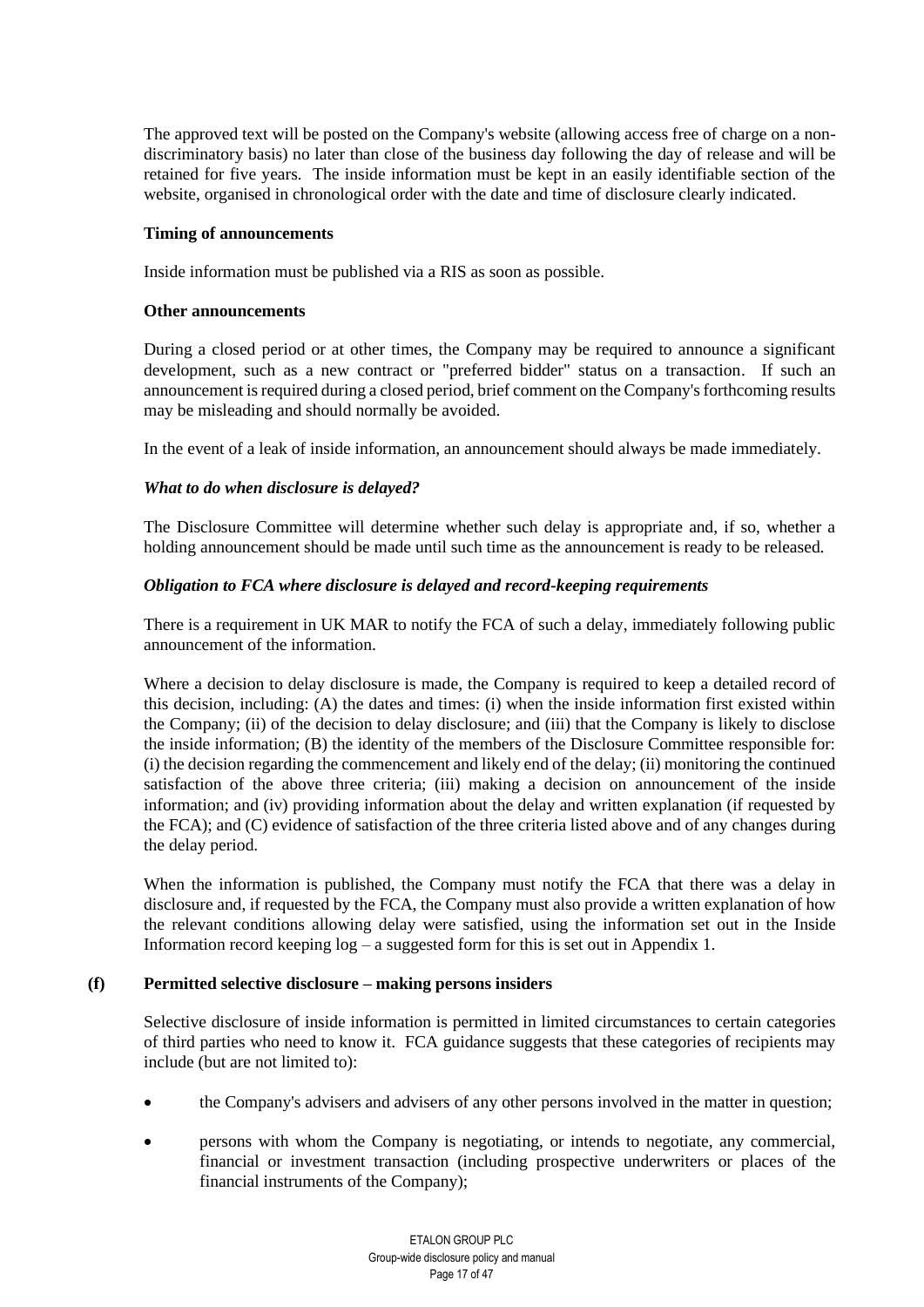The approved text will be posted on the Company's website (allowing access free of charge on a non-discriminatory basis) no later than close of the business day following the day of release and will be retained for five years. The inside information must be kept in an easily identifiable section of the website, organised in chronological order with the date and time of disclosure clearly indicated.

**Timing of announcements**

Inside information must be published via a RIS as soon as possible.

**Other announcements**

During a closed period or at other times, the Company may be required to announce a significant development, such as a new contract or "preferred bidder" status on a transaction. If such an announcement is required during a closed period, brief comment on the Company's forthcoming results may be misleading and should normally be avoided.

In the event of a leak of inside information, an announcement should always be made immediately.

***What to do when disclosure is delayed?***

The Disclosure Committee will determine whether such delay is appropriate and, if so, whether a holding announcement should be made until such time as the announcement is ready to be released.

***Obligation to FCA where disclosure is delayed and record-keeping requirements***

There is a requirement in UK MAR to notify the FCA of such a delay, immediately following public announcement of the information.

Where a decision to delay disclosure is made, the Company is required to keep a detailed record of this decision, including: (A) the dates and times: (i) when the inside information first existed within the Company; (ii) of the decision to delay disclosure; and (iii) that the Company is likely to disclose the inside information; (B) the identity of the members of the Disclosure Committee responsible for: (i) the decision regarding the commencement and likely end of the delay; (ii) monitoring the continued satisfaction of the above three criteria; (iii) making a decision on announcement of the inside information; and (iv) providing information about the delay and written explanation (if requested by the FCA); and (C) evidence of satisfaction of the three criteria listed above and of any changes during the delay period.

When the information is published, the Company must notify the FCA that there was a delay in disclosure and, if requested by the FCA, the Company must also provide a written explanation of how the relevant conditions allowing delay were satisfied, using the information set out in the Inside Information record keeping log – a suggested form for this is set out in Appendix 1.

**(f) Permitted selective disclosure – making persons insiders**

Selective disclosure of inside information is permitted in limited circumstances to certain categories of third parties who need to know it. FCA guidance suggests that these categories of recipients may include (but are not limited to):

- the Company's advisers and advisers of any other persons involved in the matter in question;
- persons with whom the Company is negotiating, or intends to negotiate, any commercial, financial or investment transaction (including prospective underwriters or places of the financial instruments of the Company);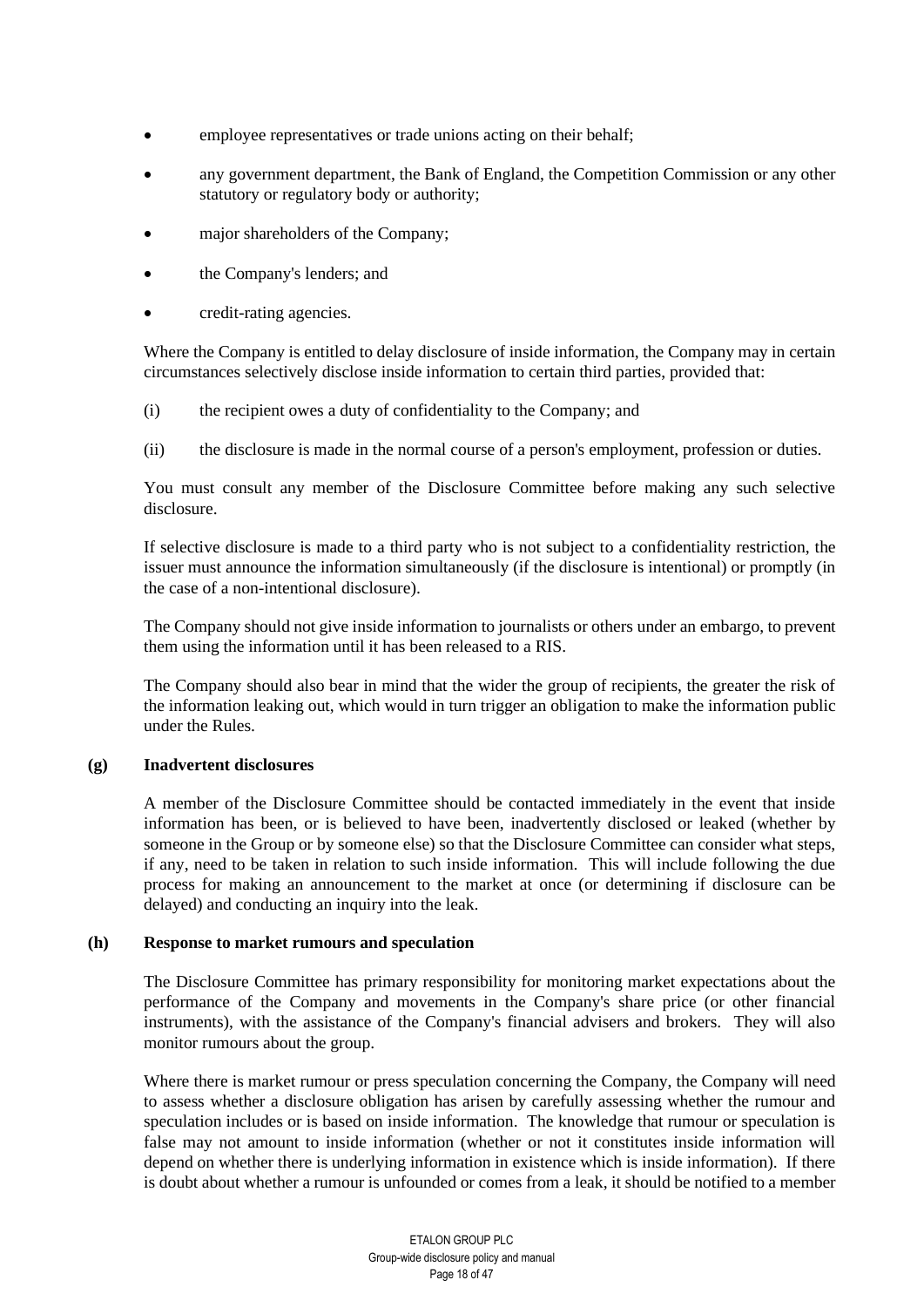- employee representatives or trade unions acting on their behalf;
- any government department, the Bank of England, the Competition Commission or any other statutory or regulatory body or authority;
- major shareholders of the Company;
- the Company's lenders; and
- credit-rating agencies.

Where the Company is entitled to delay disclosure of inside information, the Company may in certain circumstances selectively disclose inside information to certain third parties, provided that:

(i) the recipient owes a duty of confidentiality to the Company; and

(ii) the disclosure is made in the normal course of a person's employment, profession or duties.

You must consult any member of the Disclosure Committee before making any such selective disclosure.

If selective disclosure is made to a third party who is not subject to a confidentiality restriction, the issuer must announce the information simultaneously (if the disclosure is intentional) or promptly (in the case of a non-intentional disclosure).

The Company should not give inside information to journalists or others under an embargo, to prevent them using the information until it has been released to a RIS.

The Company should also bear in mind that the wider the group of recipients, the greater the risk of the information leaking out, which would in turn trigger an obligation to make the information public under the Rules.

**(g) Inadvertent disclosures**

A member of the Disclosure Committee should be contacted immediately in the event that inside information has been, or is believed to have been, inadvertently disclosed or leaked (whether by someone in the Group or by someone else) so that the Disclosure Committee can consider what steps, if any, need to be taken in relation to such inside information. This will include following the due process for making an announcement to the market at once (or determining if disclosure can be delayed) and conducting an inquiry into the leak.

**(h) Response to market rumours and speculation**

The Disclosure Committee has primary responsibility for monitoring market expectations about the performance of the Company and movements in the Company's share price (or other financial instruments), with the assistance of the Company's financial advisers and brokers. They will also monitor rumours about the group.

Where there is market rumour or press speculation concerning the Company, the Company will need to assess whether a disclosure obligation has arisen by carefully assessing whether the rumour and speculation includes or is based on inside information. The knowledge that rumour or speculation is false may not amount to inside information (whether or not it constitutes inside information will depend on whether there is underlying information in existence which is inside information). If there is doubt about whether a rumour is unfounded or comes from a leak, it should be notified to a member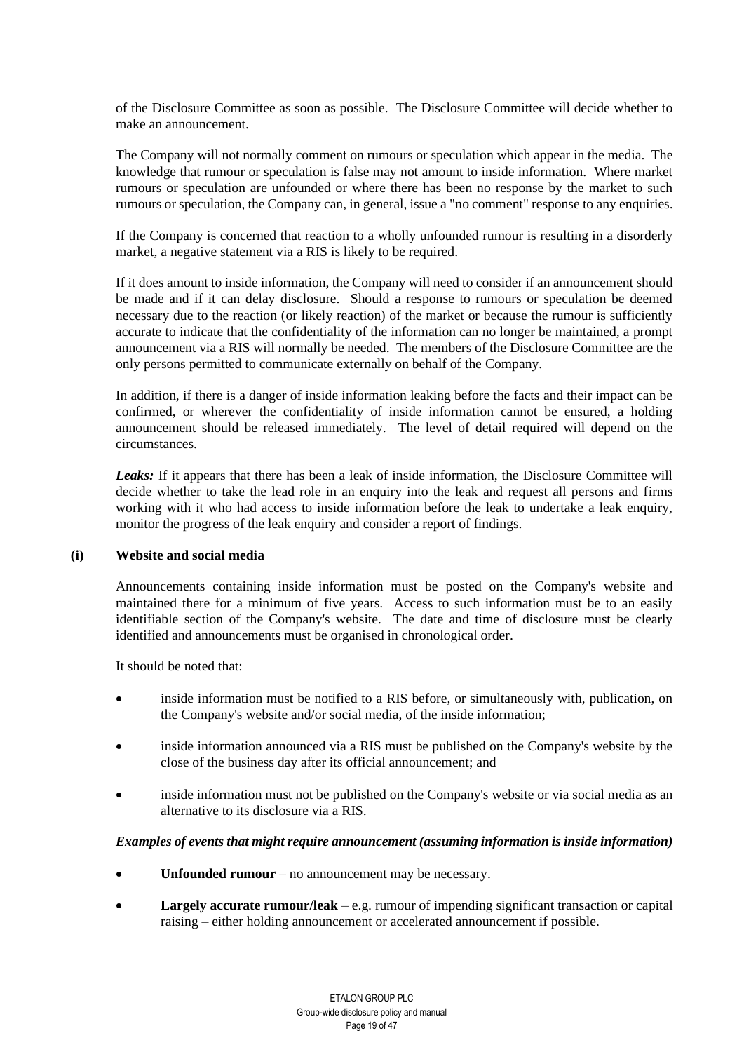of the Disclosure Committee as soon as possible. The Disclosure Committee will decide whether to make an announcement.

The Company will not normally comment on rumours or speculation which appear in the media. The knowledge that rumour or speculation is false may not amount to inside information. Where market rumours or speculation are unfounded or where there has been no response by the market to such rumours or speculation, the Company can, in general, issue a "no comment" response to any enquiries.

If the Company is concerned that reaction to a wholly unfounded rumour is resulting in a disorderly market, a negative statement via a RIS is likely to be required.

If it does amount to inside information, the Company will need to consider if an announcement should be made and if it can delay disclosure. Should a response to rumours or speculation be deemed necessary due to the reaction (or likely reaction) of the market or because the rumour is sufficiently accurate to indicate that the confidentiality of the information can no longer be maintained, a prompt announcement via a RIS will normally be needed. The members of the Disclosure Committee are the only persons permitted to communicate externally on behalf of the Company.

In addition, if there is a danger of inside information leaking before the facts and their impact can be confirmed, or wherever the confidentiality of inside information cannot be ensured, a holding announcement should be released immediately. The level of detail required will depend on the circumstances.

***Leaks:*** If it appears that there has been a leak of inside information, the Disclosure Committee will decide whether to take the lead role in an enquiry into the leak and request all persons and firms working with it who had access to inside information before the leak to undertake a leak enquiry, monitor the progress of the leak enquiry and consider a report of findings.

**(i) Website and social media**

Announcements containing inside information must be posted on the Company's website and maintained there for a minimum of five years. Access to such information must be to an easily identifiable section of the Company's website. The date and time of disclosure must be clearly identified and announcements must be organised in chronological order.

It should be noted that:

- inside information must be notified to a RIS before, or simultaneously with, publication, on the Company's website and/or social media, of the inside information;
- inside information announced via a RIS must be published on the Company's website by the close of the business day after its official announcement; and
- inside information must not be published on the Company's website or via social media as an alternative to its disclosure via a RIS.

***Examples of events that might require announcement (assuming information is inside information)***

- **Unfounded rumour** – no announcement may be necessary.
- **Largely accurate rumour/leak** – e.g. rumour of impending significant transaction or capital raising – either holding announcement or accelerated announcement if possible.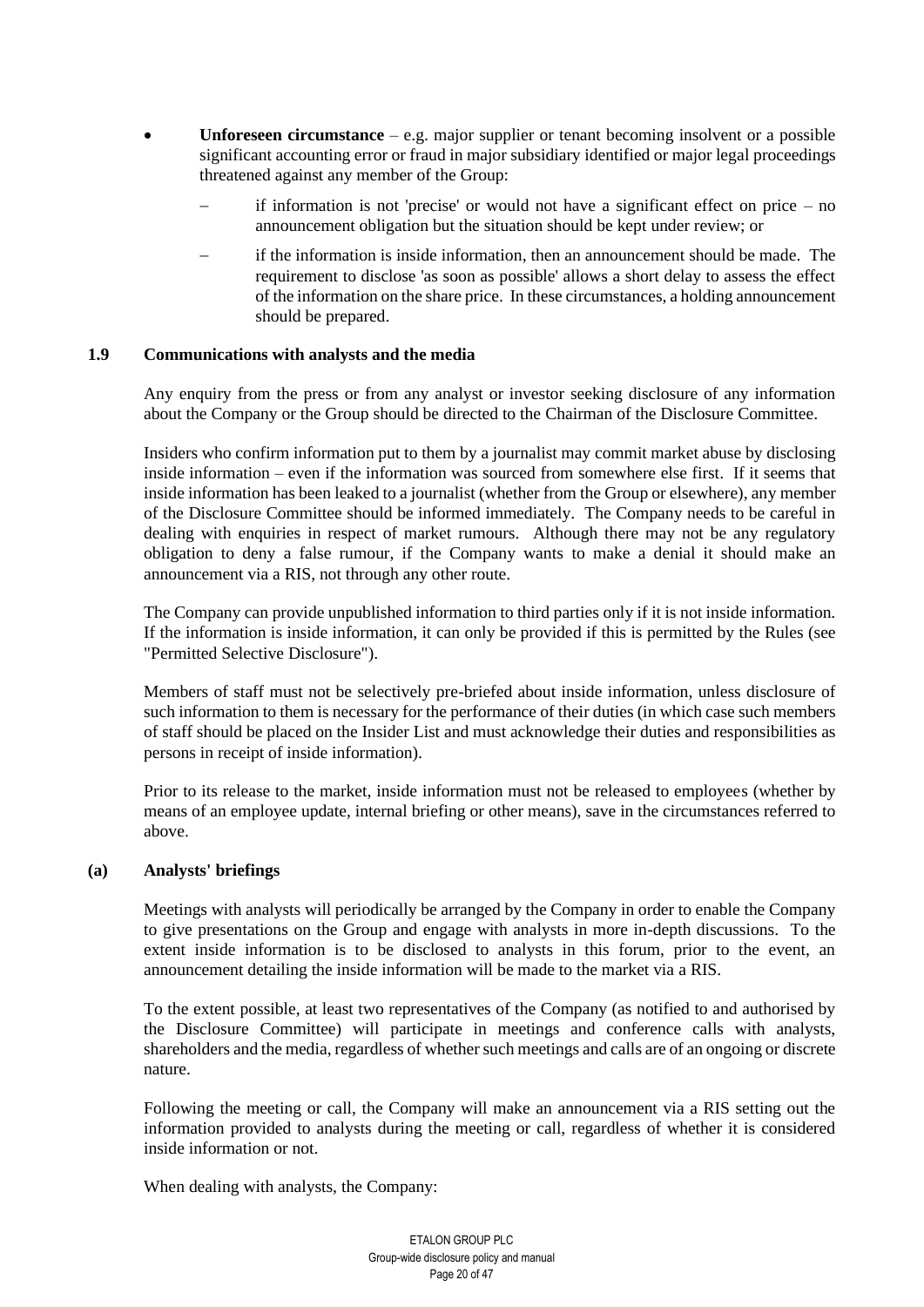- **Unforeseen circumstance** – e.g. major supplier or tenant becoming insolvent or a possible significant accounting error or fraud in major subsidiary identified or major legal proceedings threatened against any member of the Group:
  - if information is not 'precise' or would not have a significant effect on price – no announcement obligation but the situation should be kept under review; or
  - if the information is inside information, then an announcement should be made. The requirement to disclose 'as soon as possible' allows a short delay to assess the effect of the information on the share price. In these circumstances, a holding announcement should be prepared.

### 1.9 Communications with analysts and the media

Any enquiry from the press or from any analyst or investor seeking disclosure of any information about the Company or the Group should be directed to the Chairman of the Disclosure Committee.

Insiders who confirm information put to them by a journalist may commit market abuse by disclosing inside information – even if the information was sourced from somewhere else first. If it seems that inside information has been leaked to a journalist (whether from the Group or elsewhere), any member of the Disclosure Committee should be informed immediately. The Company needs to be careful in dealing with enquiries in respect of market rumours. Although there may not be any regulatory obligation to deny a false rumour, if the Company wants to make a denial it should make an announcement via a RIS, not through any other route.

The Company can provide unpublished information to third parties only if it is not inside information. If the information is inside information, it can only be provided if this is permitted by the Rules (see "Permitted Selective Disclosure").

Members of staff must not be selectively pre-briefed about inside information, unless disclosure of such information to them is necessary for the performance of their duties (in which case such members of staff should be placed on the Insider List and must acknowledge their duties and responsibilities as persons in receipt of inside information).

Prior to its release to the market, inside information must not be released to employees (whether by means of an employee update, internal briefing or other means), save in the circumstances referred to above.

#### (a) Analysts' briefings

Meetings with analysts will periodically be arranged by the Company in order to enable the Company to give presentations on the Group and engage with analysts in more in-depth discussions. To the extent inside information is to be disclosed to analysts in this forum, prior to the event, an announcement detailing the inside information will be made to the market via a RIS.

To the extent possible, at least two representatives of the Company (as notified to and authorised by the Disclosure Committee) will participate in meetings and conference calls with analysts, shareholders and the media, regardless of whether such meetings and calls are of an ongoing or discrete nature.

Following the meeting or call, the Company will make an announcement via a RIS setting out the information provided to analysts during the meeting or call, regardless of whether it is considered inside information or not.

When dealing with analysts, the Company: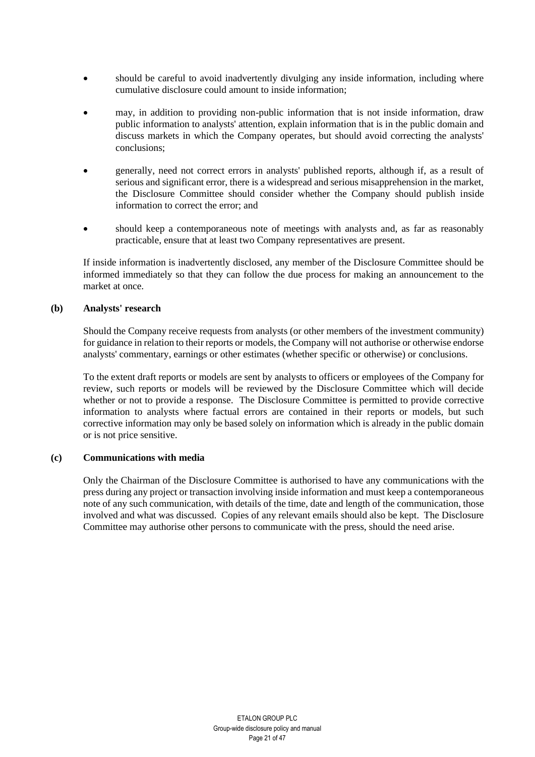- should be careful to avoid inadvertently divulging any inside information, including where cumulative disclosure could amount to inside information;
- may, in addition to providing non-public information that is not inside information, draw public information to analysts' attention, explain information that is in the public domain and discuss markets in which the Company operates, but should avoid correcting the analysts' conclusions;
- generally, need not correct errors in analysts' published reports, although if, as a result of serious and significant error, there is a widespread and serious misapprehension in the market, the Disclosure Committee should consider whether the Company should publish inside information to correct the error; and
- should keep a contemporaneous note of meetings with analysts and, as far as reasonably practicable, ensure that at least two Company representatives are present.

If inside information is inadvertently disclosed, any member of the Disclosure Committee should be informed immediately so that they can follow the due process for making an announcement to the market at once.

**(b) Analysts' research**

Should the Company receive requests from analysts (or other members of the investment community) for guidance in relation to their reports or models, the Company will not authorise or otherwise endorse analysts' commentary, earnings or other estimates (whether specific or otherwise) or conclusions.

To the extent draft reports or models are sent by analysts to officers or employees of the Company for review, such reports or models will be reviewed by the Disclosure Committee which will decide whether or not to provide a response. The Disclosure Committee is permitted to provide corrective information to analysts where factual errors are contained in their reports or models, but such corrective information may only be based solely on information which is already in the public domain or is not price sensitive.

**(c) Communications with media**

Only the Chairman of the Disclosure Committee is authorised to have any communications with the press during any project or transaction involving inside information and must keep a contemporaneous note of any such communication, with details of the time, date and length of the communication, those involved and what was discussed. Copies of any relevant emails should also be kept. The Disclosure Committee may authorise other persons to communicate with the press, should the need arise.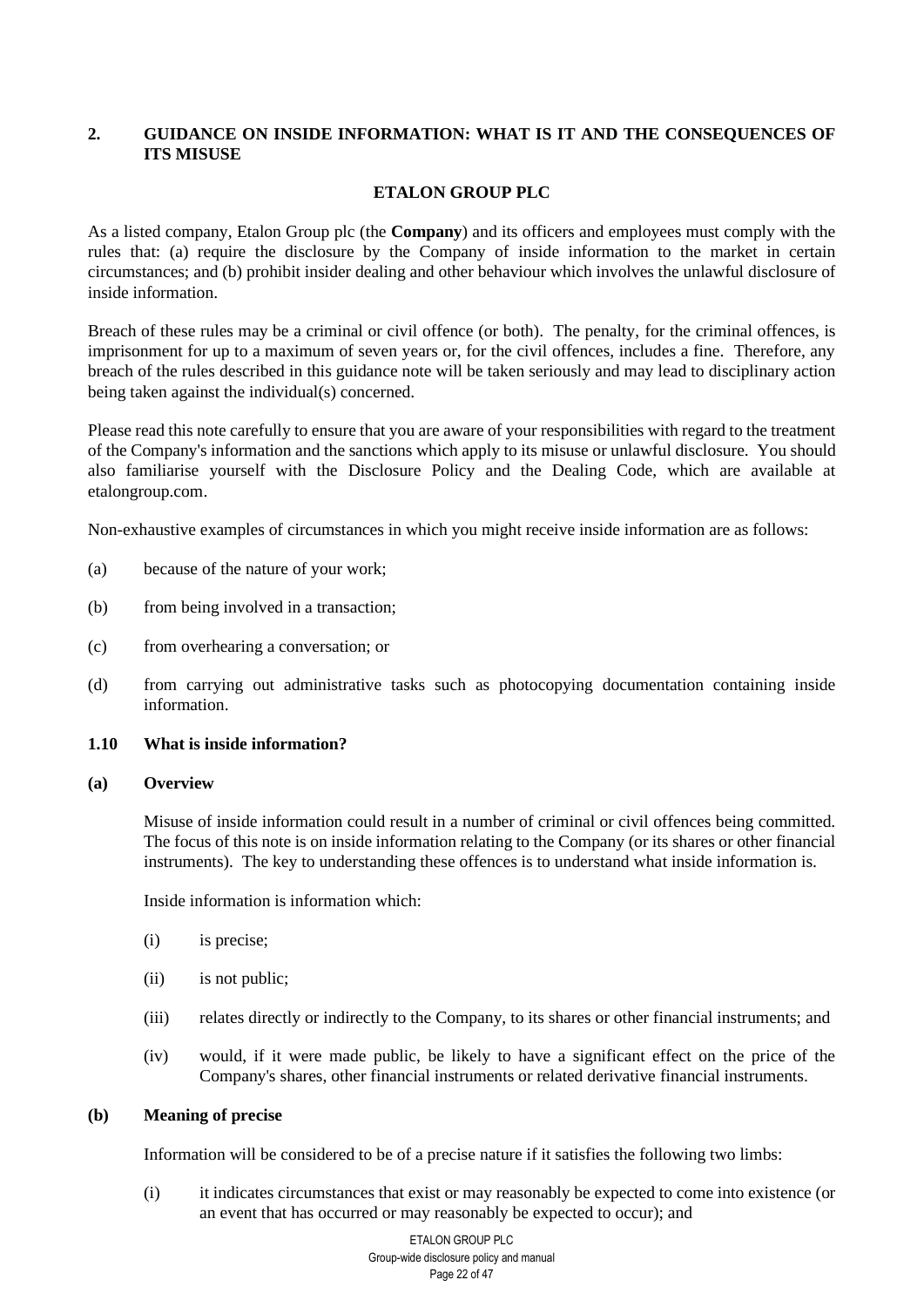## 2. GUIDANCE ON INSIDE INFORMATION: WHAT IS IT AND THE CONSEQUENCES OF ITS MISUSE

**ETALON GROUP PLC**

As a listed company, Etalon Group plc (the **Company**) and its officers and employees must comply with the rules that: (a) require the disclosure by the Company of inside information to the market in certain circumstances; and (b) prohibit insider dealing and other behaviour which involves the unlawful disclosure of inside information.

Breach of these rules may be a criminal or civil offence (or both). The penalty, for the criminal offences, is imprisonment for up to a maximum of seven years or, for the civil offences, includes a fine. Therefore, any breach of the rules described in this guidance note will be taken seriously and may lead to disciplinary action being taken against the individual(s) concerned.

Please read this note carefully to ensure that you are aware of your responsibilities with regard to the treatment of the Company's information and the sanctions which apply to its misuse or unlawful disclosure. You should also familiarise yourself with the Disclosure Policy and the Dealing Code, which are available at etalongroup.com.

Non-exhaustive examples of circumstances in which you might receive inside information are as follows:

(a) because of the nature of your work;

(b) from being involved in a transaction;

(c) from overhearing a conversation; or

(d) from carrying out administrative tasks such as photocopying documentation containing inside information.

### 1.10 What is inside information?

**(a) Overview**

Misuse of inside information could result in a number of criminal or civil offences being committed. The focus of this note is on inside information relating to the Company (or its shares or other financial instruments). The key to understanding these offences is to understand what inside information is.

Inside information is information which:

(i) is precise;

(ii) is not public;

(iii) relates directly or indirectly to the Company, to its shares or other financial instruments; and

(iv) would, if it were made public, be likely to have a significant effect on the price of the Company's shares, other financial instruments or related derivative financial instruments.

**(b) Meaning of precise**

Information will be considered to be of a precise nature if it satisfies the following two limbs:

(i) it indicates circumstances that exist or may reasonably be expected to come into existence (or an event that has occurred or may reasonably be expected to occur); and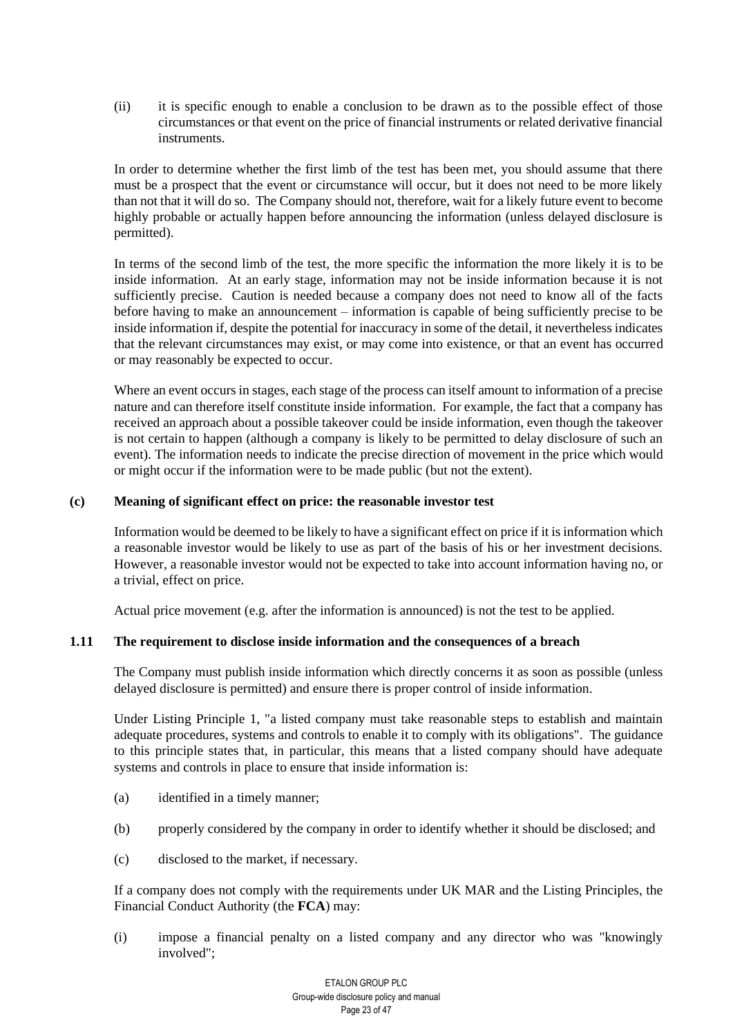(ii) it is specific enough to enable a conclusion to be drawn as to the possible effect of those circumstances or that event on the price of financial instruments or related derivative financial instruments.

In order to determine whether the first limb of the test has been met, you should assume that there must be a prospect that the event or circumstance will occur, but it does not need to be more likely than not that it will do so. The Company should not, therefore, wait for a likely future event to become highly probable or actually happen before announcing the information (unless delayed disclosure is permitted).

In terms of the second limb of the test, the more specific the information the more likely it is to be inside information. At an early stage, information may not be inside information because it is not sufficiently precise. Caution is needed because a company does not need to know all of the facts before having to make an announcement – information is capable of being sufficiently precise to be inside information if, despite the potential for inaccuracy in some of the detail, it nevertheless indicates that the relevant circumstances may exist, or may come into existence, or that an event has occurred or may reasonably be expected to occur.

Where an event occurs in stages, each stage of the process can itself amount to information of a precise nature and can therefore itself constitute inside information. For example, the fact that a company has received an approach about a possible takeover could be inside information, even though the takeover is not certain to happen (although a company is likely to be permitted to delay disclosure of such an event). The information needs to indicate the precise direction of movement in the price which would or might occur if the information were to be made public (but not the extent).

**(c) Meaning of significant effect on price: the reasonable investor test**

Information would be deemed to be likely to have a significant effect on price if it is information which a reasonable investor would be likely to use as part of the basis of his or her investment decisions. However, a reasonable investor would not be expected to take into account information having no, or a trivial, effect on price.

Actual price movement (e.g. after the information is announced) is not the test to be applied.

### 1.11 The requirement to disclose inside information and the consequences of a breach

The Company must publish inside information which directly concerns it as soon as possible (unless delayed disclosure is permitted) and ensure there is proper control of inside information.

Under Listing Principle 1, "a listed company must take reasonable steps to establish and maintain adequate procedures, systems and controls to enable it to comply with its obligations". The guidance to this principle states that, in particular, this means that a listed company should have adequate systems and controls in place to ensure that inside information is:

(a) identified in a timely manner;

(b) properly considered by the company in order to identify whether it should be disclosed; and

(c) disclosed to the market, if necessary.

If a company does not comply with the requirements under UK MAR and the Listing Principles, the Financial Conduct Authority (the **FCA**) may:

(i) impose a financial penalty on a listed company and any director who was "knowingly involved";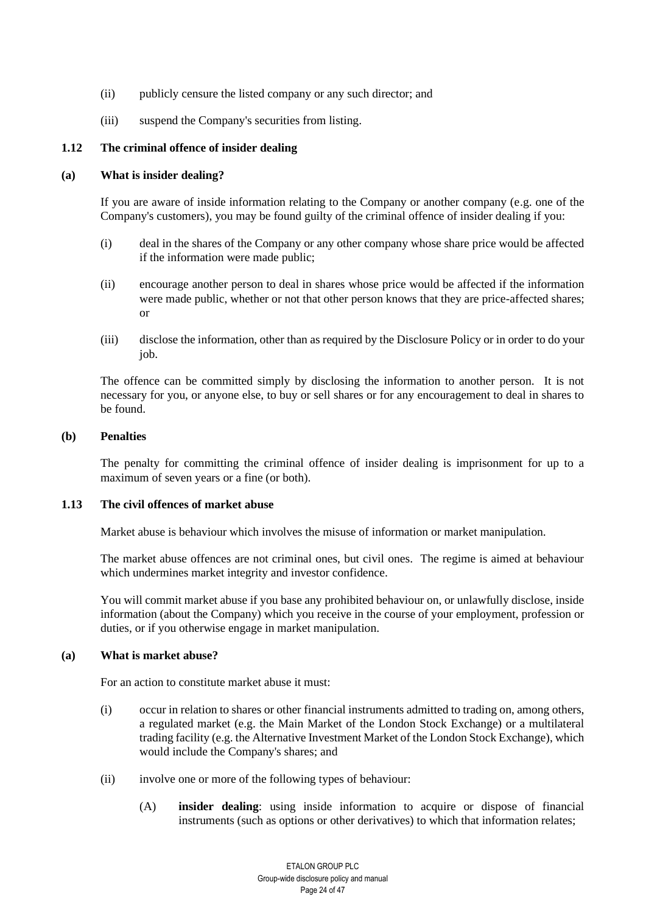(ii) publicly censure the listed company or any such director; and

(iii) suspend the Company's securities from listing.

### 1.12 The criminal offence of insider dealing

#### (a) What is insider dealing?

If you are aware of inside information relating to the Company or another company (e.g. one of the Company's customers), you may be found guilty of the criminal offence of insider dealing if you:

(i) deal in the shares of the Company or any other company whose share price would be affected if the information were made public;

(ii) encourage another person to deal in shares whose price would be affected if the information were made public, whether or not that other person knows that they are price-affected shares; or

(iii) disclose the information, other than as required by the Disclosure Policy or in order to do your job.

The offence can be committed simply by disclosing the information to another person. It is not necessary for you, or anyone else, to buy or sell shares or for any encouragement to deal in shares to be found.

#### (b) Penalties

The penalty for committing the criminal offence of insider dealing is imprisonment for up to a maximum of seven years or a fine (or both).

### 1.13 The civil offences of market abuse

Market abuse is behaviour which involves the misuse of information or market manipulation.

The market abuse offences are not criminal ones, but civil ones. The regime is aimed at behaviour which undermines market integrity and investor confidence.

You will commit market abuse if you base any prohibited behaviour on, or unlawfully disclose, inside information (about the Company) which you receive in the course of your employment, profession or duties, or if you otherwise engage in market manipulation.

#### (a) What is market abuse?

For an action to constitute market abuse it must:

(i) occur in relation to shares or other financial instruments admitted to trading on, among others, a regulated market (e.g. the Main Market of the London Stock Exchange) or a multilateral trading facility (e.g. the Alternative Investment Market of the London Stock Exchange), which would include the Company's shares; and

(ii) involve one or more of the following types of behaviour:

(A) **insider dealing**: using inside information to acquire or dispose of financial instruments (such as options or other derivatives) to which that information relates;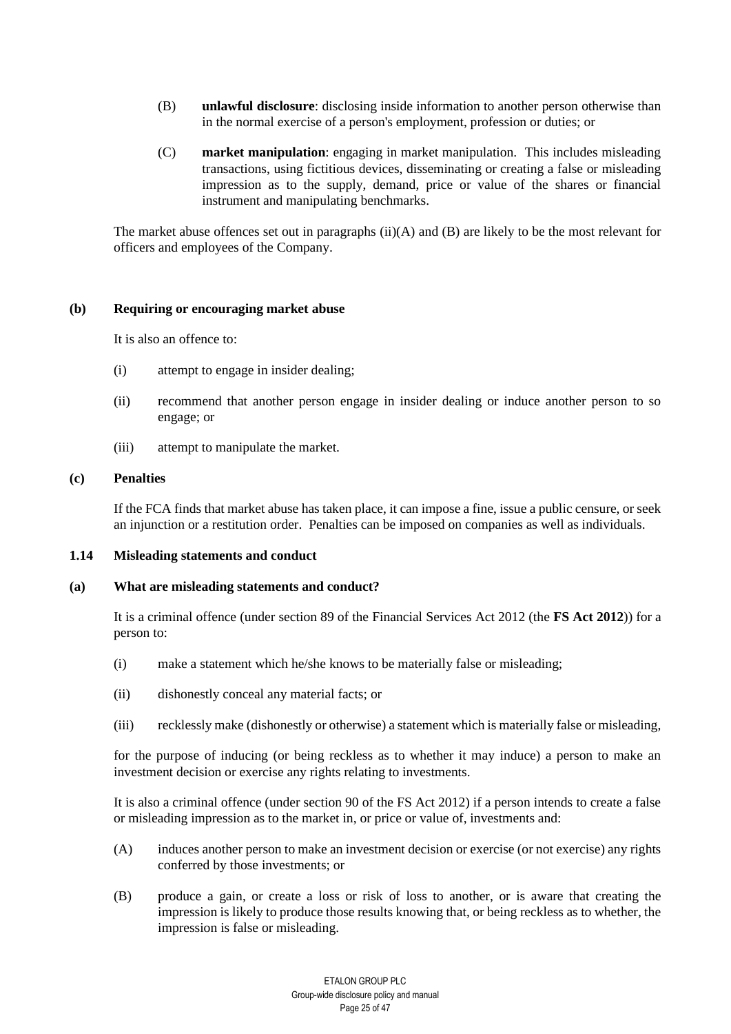(B) **unlawful disclosure**: disclosing inside information to another person otherwise than in the normal exercise of a person's employment, profession or duties; or

(C) **market manipulation**: engaging in market manipulation. This includes misleading transactions, using fictitious devices, disseminating or creating a false or misleading impression as to the supply, demand, price or value of the shares or financial instrument and manipulating benchmarks.

The market abuse offences set out in paragraphs (ii)(A) and (B) are likely to be the most relevant for officers and employees of the Company.

**(b) Requiring or encouraging market abuse**

It is also an offence to:

(i) attempt to engage in insider dealing;

(ii) recommend that another person engage in insider dealing or induce another person to so engage; or

(iii) attempt to manipulate the market.

**(c) Penalties**

If the FCA finds that market abuse has taken place, it can impose a fine, issue a public censure, or seek an injunction or a restitution order. Penalties can be imposed on companies as well as individuals.

**1.14 Misleading statements and conduct**

**(a) What are misleading statements and conduct?**

It is a criminal offence (under section 89 of the Financial Services Act 2012 (the **FS Act 2012**)) for a person to:

(i) make a statement which he/she knows to be materially false or misleading;

(ii) dishonestly conceal any material facts; or

(iii) recklessly make (dishonestly or otherwise) a statement which is materially false or misleading,

for the purpose of inducing (or being reckless as to whether it may induce) a person to make an investment decision or exercise any rights relating to investments.

It is also a criminal offence (under section 90 of the FS Act 2012) if a person intends to create a false or misleading impression as to the market in, or price or value of, investments and:

(A) induces another person to make an investment decision or exercise (or not exercise) any rights conferred by those investments; or

(B) produce a gain, or create a loss or risk of loss to another, or is aware that creating the impression is likely to produce those results knowing that, or being reckless as to whether, the impression is false or misleading.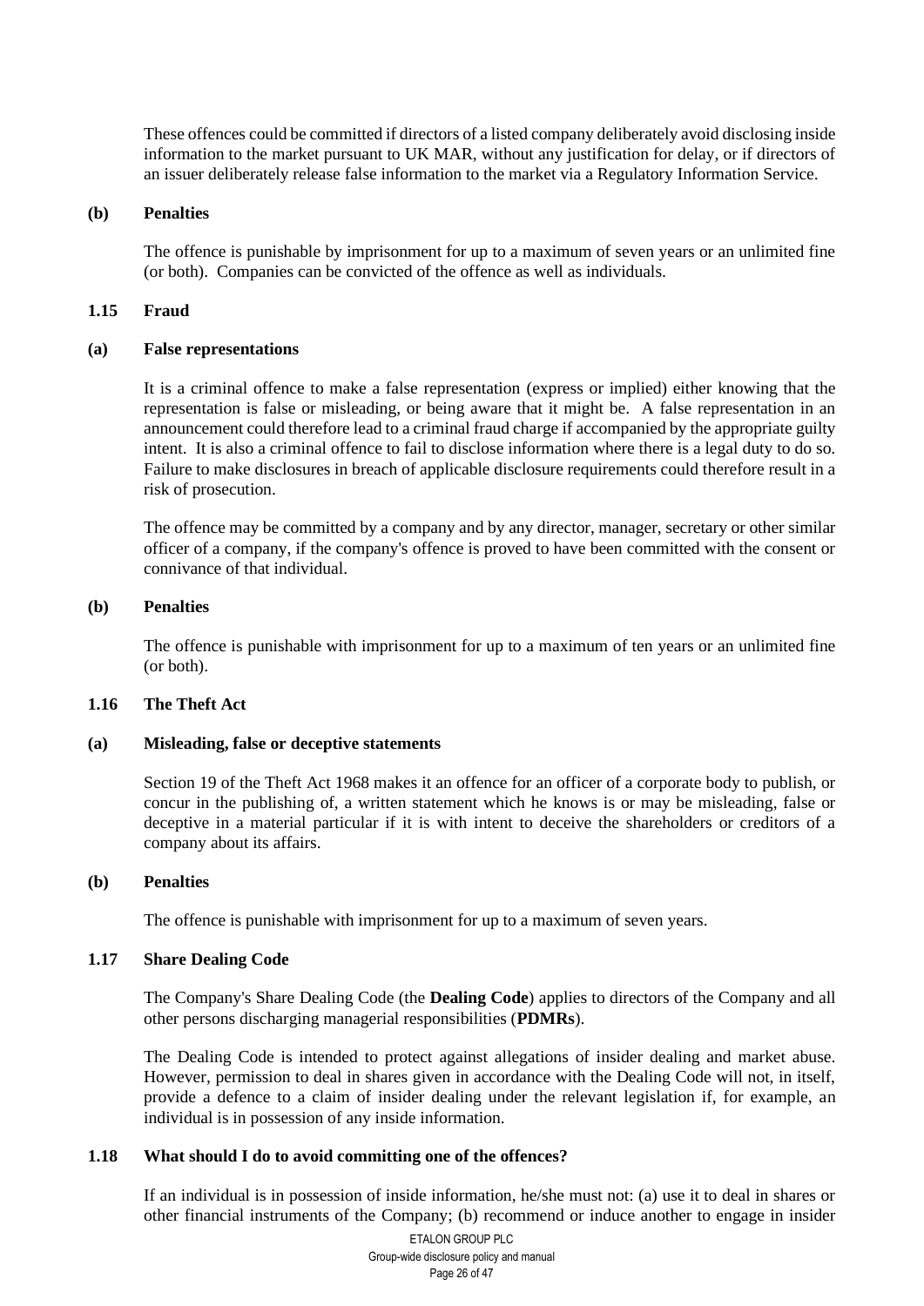These offences could be committed if directors of a listed company deliberately avoid disclosing inside information to the market pursuant to UK MAR, without any justification for delay, or if directors of an issuer deliberately release false information to the market via a Regulatory Information Service.

**(b) Penalties**

The offence is punishable by imprisonment for up to a maximum of seven years or an unlimited fine (or both). Companies can be convicted of the offence as well as individuals.

### 1.15 Fraud

**(a) False representations**

It is a criminal offence to make a false representation (express or implied) either knowing that the representation is false or misleading, or being aware that it might be. A false representation in an announcement could therefore lead to a criminal fraud charge if accompanied by the appropriate guilty intent. It is also a criminal offence to fail to disclose information where there is a legal duty to do so. Failure to make disclosures in breach of applicable disclosure requirements could therefore result in a risk of prosecution.

The offence may be committed by a company and by any director, manager, secretary or other similar officer of a company, if the company's offence is proved to have been committed with the consent or connivance of that individual.

**(b) Penalties**

The offence is punishable with imprisonment for up to a maximum of ten years or an unlimited fine (or both).

### 1.16 The Theft Act

**(a) Misleading, false or deceptive statements**

Section 19 of the Theft Act 1968 makes it an offence for an officer of a corporate body to publish, or concur in the publishing of, a written statement which he knows is or may be misleading, false or deceptive in a material particular if it is with intent to deceive the shareholders or creditors of a company about its affairs.

**(b) Penalties**

The offence is punishable with imprisonment for up to a maximum of seven years.

### 1.17 Share Dealing Code

The Company's Share Dealing Code (the **Dealing Code**) applies to directors of the Company and all other persons discharging managerial responsibilities (**PDMRs**).

The Dealing Code is intended to protect against allegations of insider dealing and market abuse. However, permission to deal in shares given in accordance with the Dealing Code will not, in itself, provide a defence to a claim of insider dealing under the relevant legislation if, for example, an individual is in possession of any inside information.

### 1.18 What should I do to avoid committing one of the offences?

If an individual is in possession of inside information, he/she must not: (a) use it to deal in shares or other financial instruments of the Company; (b) recommend or induce another to engage in insider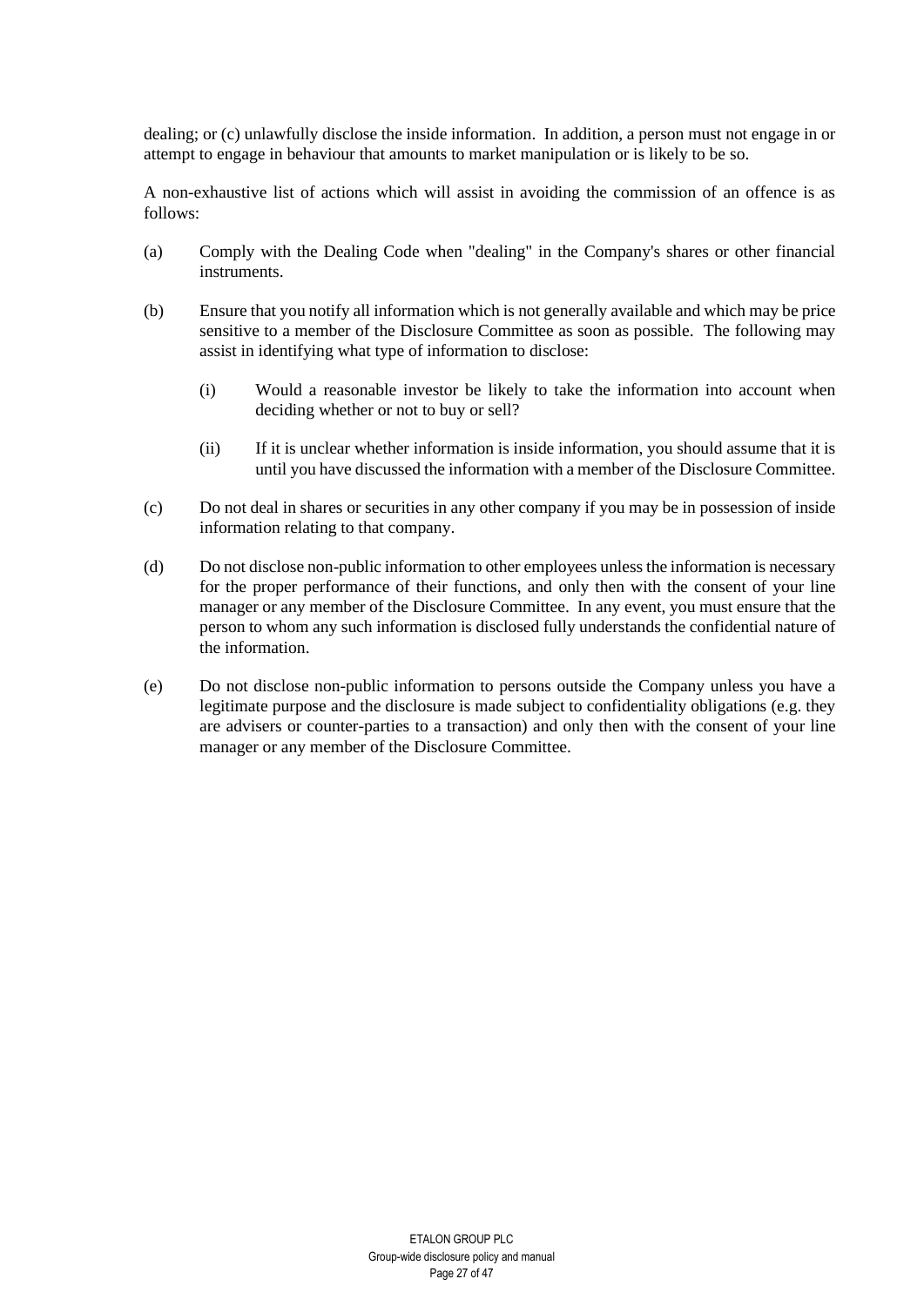dealing; or (c) unlawfully disclose the inside information. In addition, a person must not engage in or attempt to engage in behaviour that amounts to market manipulation or is likely to be so.

A non-exhaustive list of actions which will assist in avoiding the commission of an offence is as follows:

(a) Comply with the Dealing Code when "dealing" in the Company's shares or other financial instruments.

(b) Ensure that you notify all information which is not generally available and which may be price sensitive to a member of the Disclosure Committee as soon as possible. The following may assist in identifying what type of information to disclose:

  (i) Would a reasonable investor be likely to take the information into account when deciding whether or not to buy or sell?

  (ii) If it is unclear whether information is inside information, you should assume that it is until you have discussed the information with a member of the Disclosure Committee.

(c) Do not deal in shares or securities in any other company if you may be in possession of inside information relating to that company.

(d) Do not disclose non-public information to other employees unless the information is necessary for the proper performance of their functions, and only then with the consent of your line manager or any member of the Disclosure Committee. In any event, you must ensure that the person to whom any such information is disclosed fully understands the confidential nature of the information.

(e) Do not disclose non-public information to persons outside the Company unless you have a legitimate purpose and the disclosure is made subject to confidentiality obligations (e.g. they are advisers or counter-parties to a transaction) and only then with the consent of your line manager or any member of the Disclosure Committee.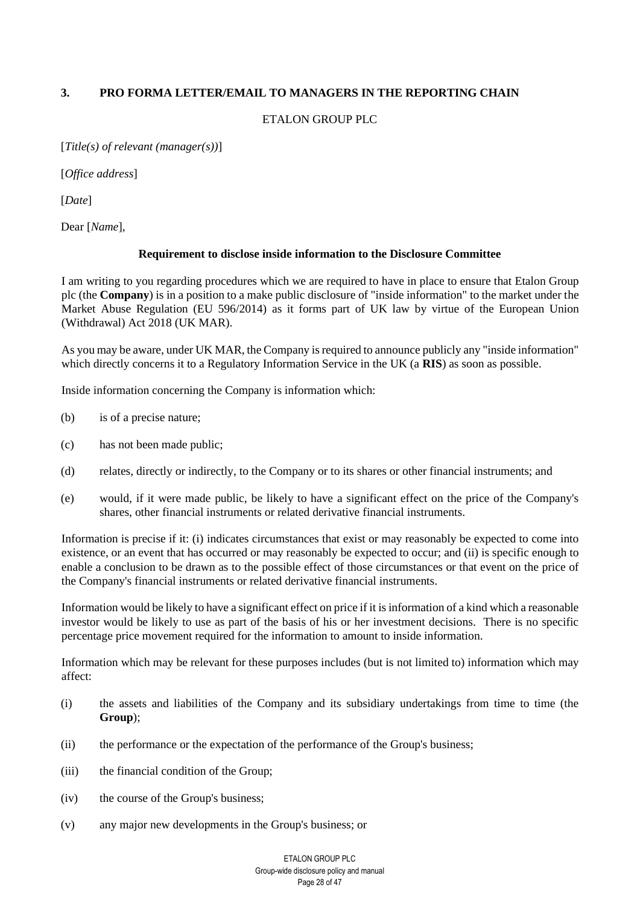## 3. PRO FORMA LETTER/EMAIL TO MANAGERS IN THE REPORTING CHAIN

ETALON GROUP PLC

[*Title(s) of relevant (manager(s))*]

[*Office address*]

[*Date*]

Dear [*Name*],

**Requirement to disclose inside information to the Disclosure Committee**

I am writing to you regarding procedures which we are required to have in place to ensure that Etalon Group plc (the **Company**) is in a position to a make public disclosure of "inside information" to the market under the Market Abuse Regulation (EU 596/2014) as it forms part of UK law by virtue of the European Union (Withdrawal) Act 2018 (UK MAR).

As you may be aware, under UK MAR, the Company is required to announce publicly any "inside information" which directly concerns it to a Regulatory Information Service in the UK (a **RIS**) as soon as possible.

Inside information concerning the Company is information which:

(b) is of a precise nature;

(c) has not been made public;

(d) relates, directly or indirectly, to the Company or to its shares or other financial instruments; and

(e) would, if it were made public, be likely to have a significant effect on the price of the Company's shares, other financial instruments or related derivative financial instruments.

Information is precise if it: (i) indicates circumstances that exist or may reasonably be expected to come into existence, or an event that has occurred or may reasonably be expected to occur; and (ii) is specific enough to enable a conclusion to be drawn as to the possible effect of those circumstances or that event on the price of the Company's financial instruments or related derivative financial instruments.

Information would be likely to have a significant effect on price if it is information of a kind which a reasonable investor would be likely to use as part of the basis of his or her investment decisions. There is no specific percentage price movement required for the information to amount to inside information.

Information which may be relevant for these purposes includes (but is not limited to) information which may affect:

(i) the assets and liabilities of the Company and its subsidiary undertakings from time to time (the **Group**);

(ii) the performance or the expectation of the performance of the Group's business;

(iii) the financial condition of the Group;

(iv) the course of the Group's business;

(v) any major new developments in the Group's business; or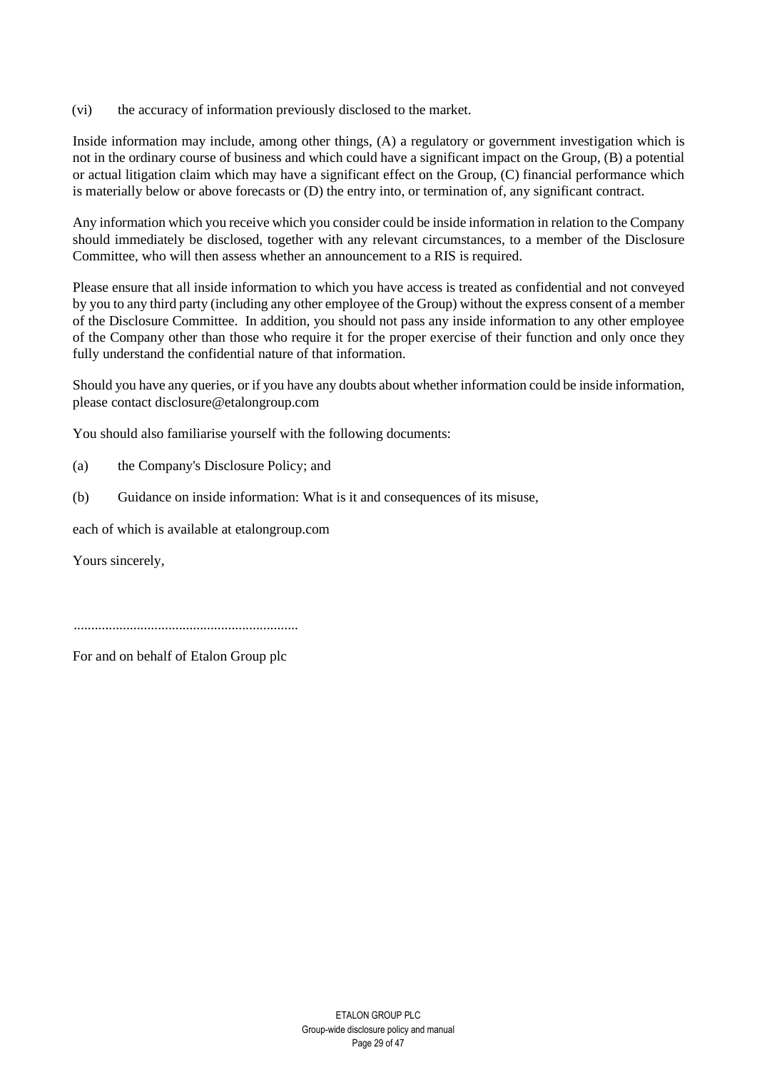(vi) the accuracy of information previously disclosed to the market.

Inside information may include, among other things, (A) a regulatory or government investigation which is not in the ordinary course of business and which could have a significant impact on the Group, (B) a potential or actual litigation claim which may have a significant effect on the Group, (C) financial performance which is materially below or above forecasts or (D) the entry into, or termination of, any significant contract.

Any information which you receive which you consider could be inside information in relation to the Company should immediately be disclosed, together with any relevant circumstances, to a member of the Disclosure Committee, who will then assess whether an announcement to a RIS is required.

Please ensure that all inside information to which you have access is treated as confidential and not conveyed by you to any third party (including any other employee of the Group) without the express consent of a member of the Disclosure Committee. In addition, you should not pass any inside information to any other employee of the Company other than those who require it for the proper exercise of their function and only once they fully understand the confidential nature of that information.

Should you have any queries, or if you have any doubts about whether information could be inside information, please contact disclosure@etalongroup.com

You should also familiarise yourself with the following documents:

(a) the Company's Disclosure Policy; and

(b) Guidance on inside information: What is it and consequences of its misuse,

each of which is available at etalongroup.com

Yours sincerely,

................................................................

For and on behalf of Etalon Group plc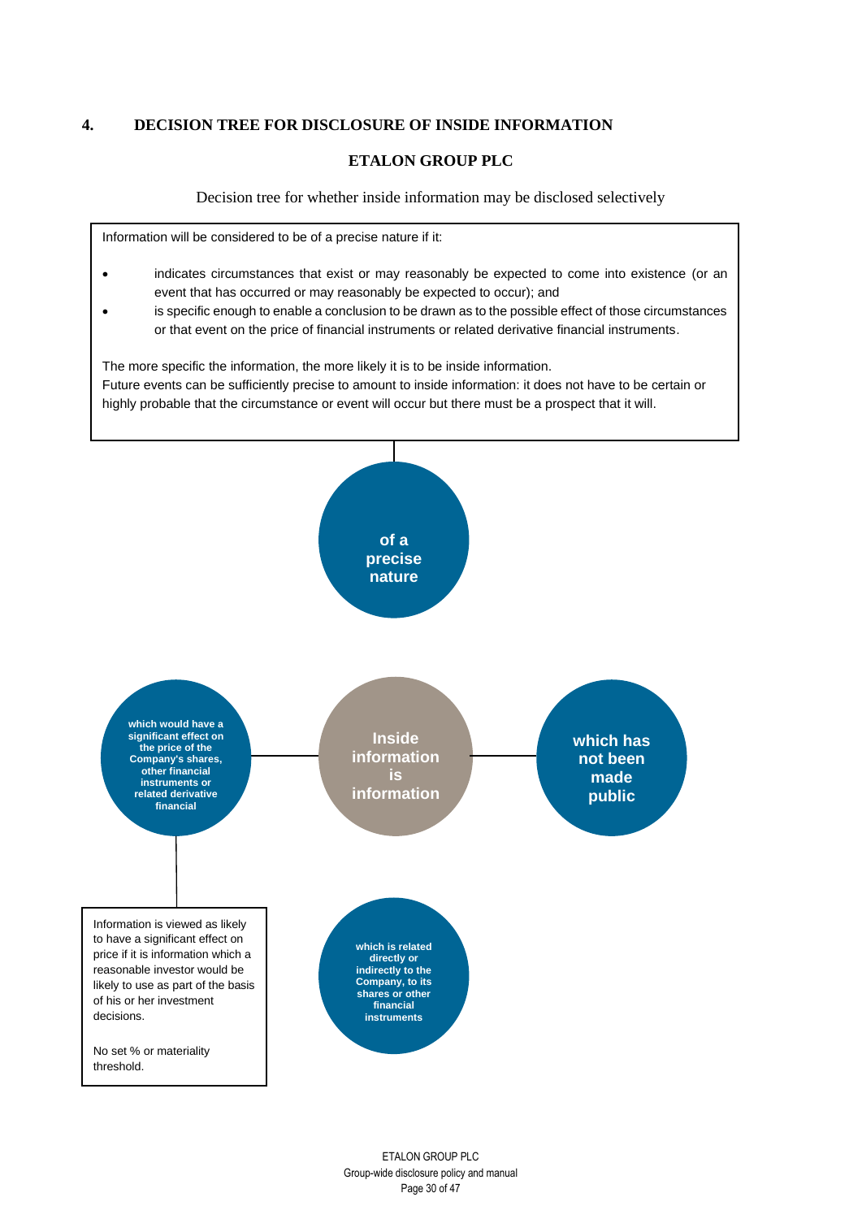## 4. DECISION TREE FOR DISCLOSURE OF INSIDE INFORMATION

**ETALON GROUP PLC**

Decision tree for whether inside information may be disclosed selectively

Information will be considered to be of a precise nature if it:

- indicates circumstances that exist or may reasonably be expected to come into existence (or an event that has occurred or may reasonably be expected to occur); and
- is specific enough to enable a conclusion to be drawn as to the possible effect of those circumstances or that event on the price of financial instruments or related derivative financial instruments.

The more specific the information, the more likely it is to be inside information.
Future events can be sufficiently precise to amount to inside information: it does not have to be certain or highly probable that the circumstance or event will occur but there must be a prospect that it will.

**of a precise nature**

**which would have a significant effect on the price of the Company's shares, other financial instruments or related derivative financial**

**Inside information is information**

**which has not been made public**

Information is viewed as likely to have a significant effect on price if it is information which a reasonable investor would be likely to use as part of the basis of his or her investment decisions.

No set % or materiality threshold.

**which is related directly or indirectly to the Company, to its shares or other financial instruments**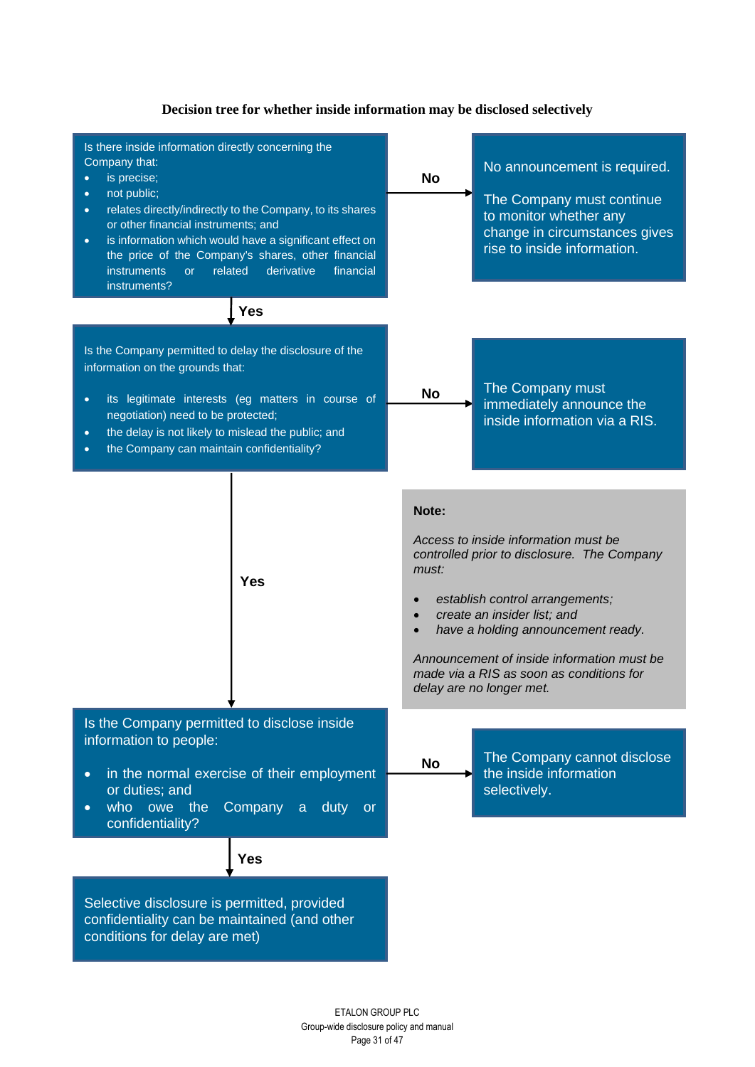**Decision tree for whether inside information may be disclosed selectively**

Is there inside information directly concerning the Company that:

- is precise;
- not public;
- relates directly/indirectly to the Company, to its shares or other financial instruments; and
- is information which would have a significant effect on the price of the Company's shares, other financial instruments or related derivative financial instruments?

**No** → No announcement is required.

The Company must continue to monitor whether any change in circumstances gives rise to inside information.

**Yes** ↓

Is the Company permitted to delay the disclosure of the information on the grounds that:

- its legitimate interests (eg matters in course of negotiation) need to be protected;
- the delay is not likely to mislead the public; and
- the Company can maintain confidentiality?

**No** → The Company must immediately announce the inside information via a RIS.

**Yes** ↓

**Note:**

*Access to inside information must be controlled prior to disclosure. The Company must:*

- *establish control arrangements;*
- *create an insider list; and*
- *have a holding announcement ready.*

*Announcement of inside information must be made via a RIS as soon as conditions for delay are no longer met.*

Is the Company permitted to disclose inside information to people:

- in the normal exercise of their employment or duties; and
- who owe the Company a duty or confidentiality?

**No** → The Company cannot disclose the inside information selectively.

**Yes** ↓

Selective disclosure is permitted, provided confidentiality can be maintained (and other conditions for delay are met)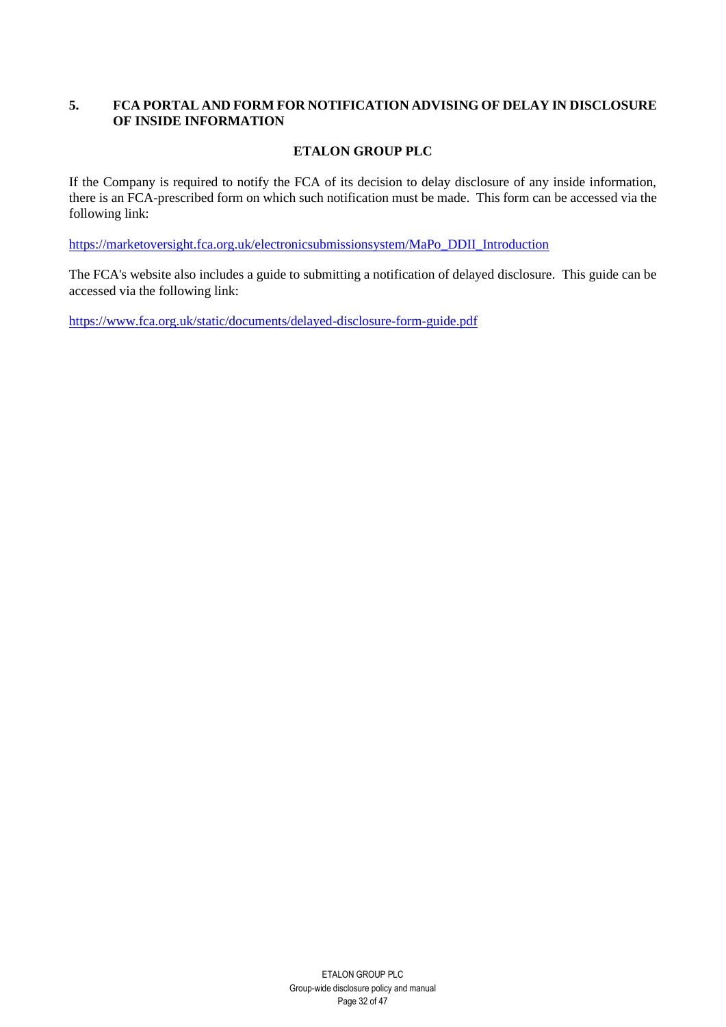## 5. FCA PORTAL AND FORM FOR NOTIFICATION ADVISING OF DELAY IN DISCLOSURE OF INSIDE INFORMATION

**ETALON GROUP PLC**

If the Company is required to notify the FCA of its decision to delay disclosure of any inside information, there is an FCA-prescribed form on which such notification must be made. This form can be accessed via the following link:

https://marketoversight.fca.org.uk/electronicsubmissionsystem/MaPo_DDII_Introduction

The FCA's website also includes a guide to submitting a notification of delayed disclosure. This guide can be accessed via the following link:

https://www.fca.org.uk/static/documents/delayed-disclosure-form-guide.pdf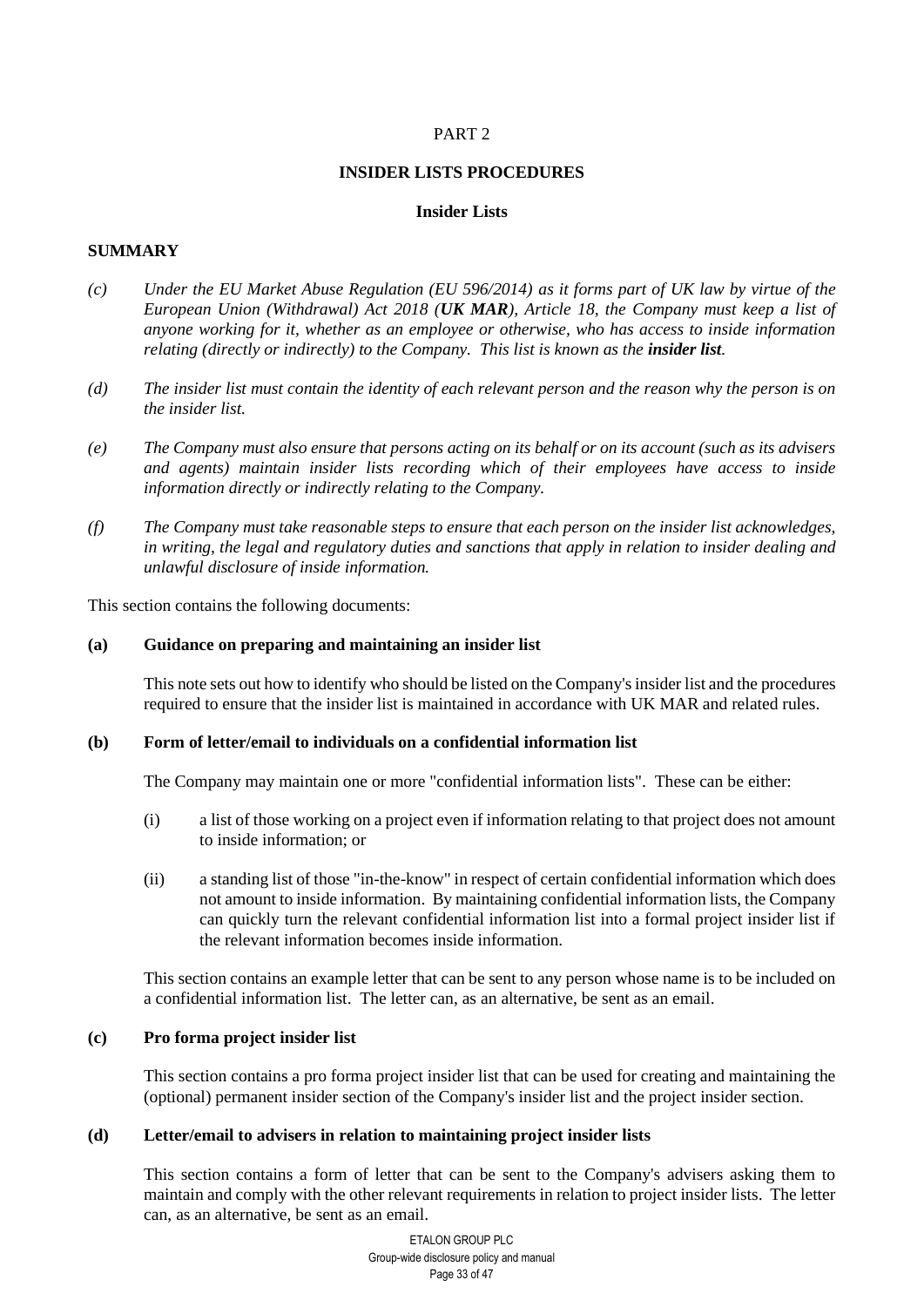PART 2

**INSIDER LISTS PROCEDURES**

**Insider Lists**

**SUMMARY**

*(c) Under the EU Market Abuse Regulation (EU 596/2014) as it forms part of UK law by virtue of the European Union (Withdrawal) Act 2018 (**UK MAR**), Article 18, the Company must keep a list of anyone working for it, whether as an employee or otherwise, who has access to inside information relating (directly or indirectly) to the Company. This list is known as the **insider list**.*

*(d) The insider list must contain the identity of each relevant person and the reason why the person is on the insider list.*

*(e) The Company must also ensure that persons acting on its behalf or on its account (such as its advisers and agents) maintain insider lists recording which of their employees have access to inside information directly or indirectly relating to the Company.*

*(f) The Company must take reasonable steps to ensure that each person on the insider list acknowledges, in writing, the legal and regulatory duties and sanctions that apply in relation to insider dealing and unlawful disclosure of inside information.*

This section contains the following documents:

**(a) Guidance on preparing and maintaining an insider list**

This note sets out how to identify who should be listed on the Company's insider list and the procedures required to ensure that the insider list is maintained in accordance with UK MAR and related rules.

**(b) Form of letter/email to individuals on a confidential information list**

The Company may maintain one or more "confidential information lists". These can be either:

(i) a list of those working on a project even if information relating to that project does not amount to inside information; or

(ii) a standing list of those "in-the-know" in respect of certain confidential information which does not amount to inside information. By maintaining confidential information lists, the Company can quickly turn the relevant confidential information list into a formal project insider list if the relevant information becomes inside information.

This section contains an example letter that can be sent to any person whose name is to be included on a confidential information list. The letter can, as an alternative, be sent as an email.

**(c) Pro forma project insider list**

This section contains a pro forma project insider list that can be used for creating and maintaining the (optional) permanent insider section of the Company's insider list and the project insider section.

**(d) Letter/email to advisers in relation to maintaining project insider lists**

This section contains a form of letter that can be sent to the Company's advisers asking them to maintain and comply with the other relevant requirements in relation to project insider lists. The letter can, as an alternative, be sent as an email.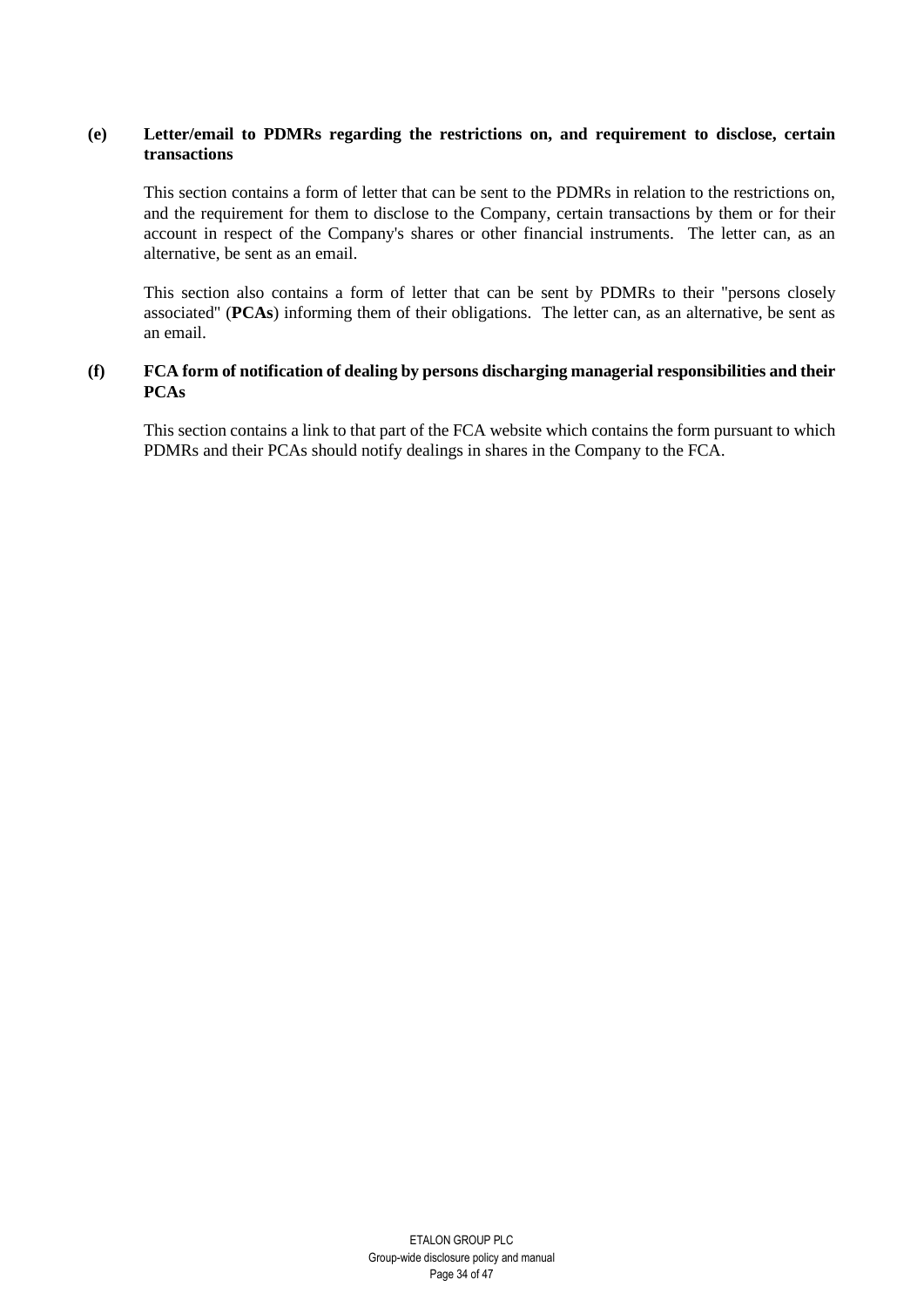**(e) Letter/email to PDMRs regarding the restrictions on, and requirement to disclose, certain transactions**

This section contains a form of letter that can be sent to the PDMRs in relation to the restrictions on, and the requirement for them to disclose to the Company, certain transactions by them or for their account in respect of the Company's shares or other financial instruments. The letter can, as an alternative, be sent as an email.

This section also contains a form of letter that can be sent by PDMRs to their "persons closely associated" (**PCAs**) informing them of their obligations. The letter can, as an alternative, be sent as an email.

**(f) FCA form of notification of dealing by persons discharging managerial responsibilities and their PCAs**

This section contains a link to that part of the FCA website which contains the form pursuant to which PDMRs and their PCAs should notify dealings in shares in the Company to the FCA.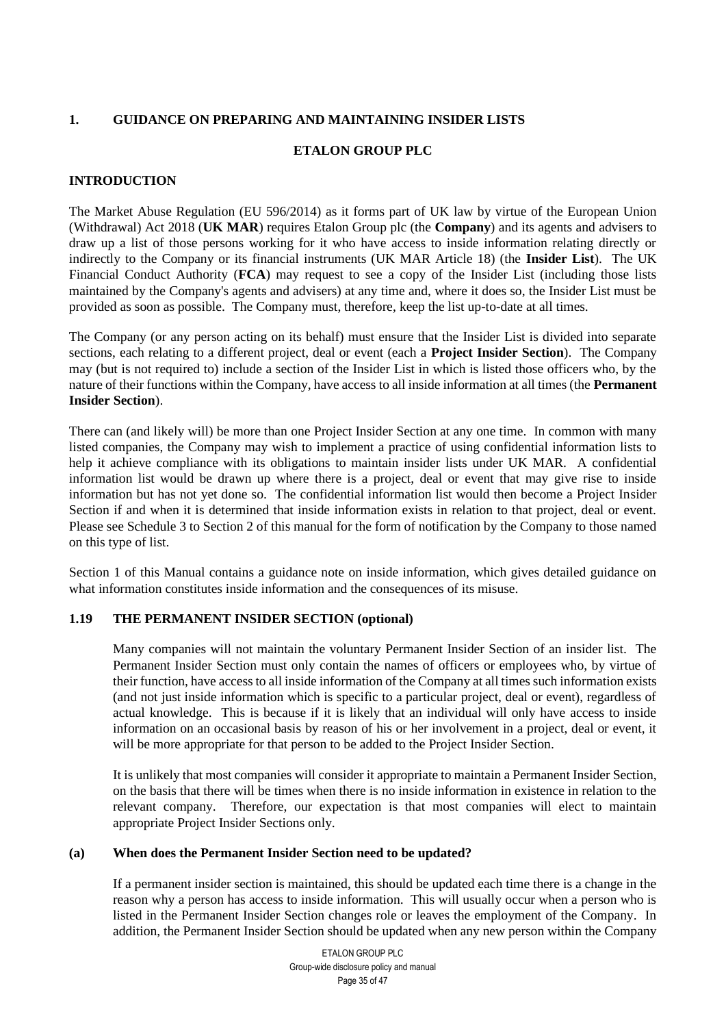## 1. GUIDANCE ON PREPARING AND MAINTAINING INSIDER LISTS

**ETALON GROUP PLC**

### INTRODUCTION

The Market Abuse Regulation (EU 596/2014) as it forms part of UK law by virtue of the European Union (Withdrawal) Act 2018 (**UK MAR**) requires Etalon Group plc (the **Company**) and its agents and advisers to draw up a list of those persons working for it who have access to inside information relating directly or indirectly to the Company or its financial instruments (UK MAR Article 18) (the **Insider List**). The UK Financial Conduct Authority (**FCA**) may request to see a copy of the Insider List (including those lists maintained by the Company's agents and advisers) at any time and, where it does so, the Insider List must be provided as soon as possible. The Company must, therefore, keep the list up-to-date at all times.

The Company (or any person acting on its behalf) must ensure that the Insider List is divided into separate sections, each relating to a different project, deal or event (each a **Project Insider Section**). The Company may (but is not required to) include a section of the Insider List in which is listed those officers who, by the nature of their functions within the Company, have access to all inside information at all times (the **Permanent Insider Section**).

There can (and likely will) be more than one Project Insider Section at any one time. In common with many listed companies, the Company may wish to implement a practice of using confidential information lists to help it achieve compliance with its obligations to maintain insider lists under UK MAR. A confidential information list would be drawn up where there is a project, deal or event that may give rise to inside information but has not yet done so. The confidential information list would then become a Project Insider Section if and when it is determined that inside information exists in relation to that project, deal or event. Please see Schedule 3 to Section 2 of this manual for the form of notification by the Company to those named on this type of list.

Section 1 of this Manual contains a guidance note on inside information, which gives detailed guidance on what information constitutes inside information and the consequences of its misuse.

### 1.19 THE PERMANENT INSIDER SECTION (optional)

Many companies will not maintain the voluntary Permanent Insider Section of an insider list. The Permanent Insider Section must only contain the names of officers or employees who, by virtue of their function, have access to all inside information of the Company at all times such information exists (and not just inside information which is specific to a particular project, deal or event), regardless of actual knowledge. This is because if it is likely that an individual will only have access to inside information on an occasional basis by reason of his or her involvement in a project, deal or event, it will be more appropriate for that person to be added to the Project Insider Section.

It is unlikely that most companies will consider it appropriate to maintain a Permanent Insider Section, on the basis that there will be times when there is no inside information in existence in relation to the relevant company. Therefore, our expectation is that most companies will elect to maintain appropriate Project Insider Sections only.

#### (a) When does the Permanent Insider Section need to be updated?

If a permanent insider section is maintained, this should be updated each time there is a change in the reason why a person has access to inside information. This will usually occur when a person who is listed in the Permanent Insider Section changes role or leaves the employment of the Company. In addition, the Permanent Insider Section should be updated when any new person within the Company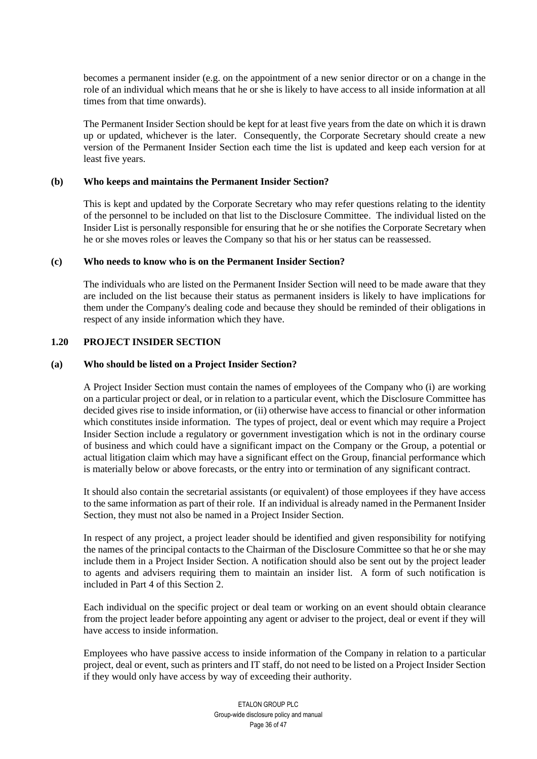becomes a permanent insider (e.g. on the appointment of a new senior director or on a change in the role of an individual which means that he or she is likely to have access to all inside information at all times from that time onwards).

The Permanent Insider Section should be kept for at least five years from the date on which it is drawn up or updated, whichever is the later. Consequently, the Corporate Secretary should create a new version of the Permanent Insider Section each time the list is updated and keep each version for at least five years.

**(b) Who keeps and maintains the Permanent Insider Section?**

This is kept and updated by the Corporate Secretary who may refer questions relating to the identity of the personnel to be included on that list to the Disclosure Committee. The individual listed on the Insider List is personally responsible for ensuring that he or she notifies the Corporate Secretary when he or she moves roles or leaves the Company so that his or her status can be reassessed.

**(c) Who needs to know who is on the Permanent Insider Section?**

The individuals who are listed on the Permanent Insider Section will need to be made aware that they are included on the list because their status as permanent insiders is likely to have implications for them under the Company's dealing code and because they should be reminded of their obligations in respect of any inside information which they have.

## 1.20 PROJECT INSIDER SECTION

**(a) Who should be listed on a Project Insider Section?**

A Project Insider Section must contain the names of employees of the Company who (i) are working on a particular project or deal, or in relation to a particular event, which the Disclosure Committee has decided gives rise to inside information, or (ii) otherwise have access to financial or other information which constitutes inside information. The types of project, deal or event which may require a Project Insider Section include a regulatory or government investigation which is not in the ordinary course of business and which could have a significant impact on the Company or the Group, a potential or actual litigation claim which may have a significant effect on the Group, financial performance which is materially below or above forecasts, or the entry into or termination of any significant contract.

It should also contain the secretarial assistants (or equivalent) of those employees if they have access to the same information as part of their role. If an individual is already named in the Permanent Insider Section, they must not also be named in a Project Insider Section.

In respect of any project, a project leader should be identified and given responsibility for notifying the names of the principal contacts to the Chairman of the Disclosure Committee so that he or she may include them in a Project Insider Section. A notification should also be sent out by the project leader to agents and advisers requiring them to maintain an insider list. A form of such notification is included in Part 4 of this Section 2.

Each individual on the specific project or deal team or working on an event should obtain clearance from the project leader before appointing any agent or adviser to the project, deal or event if they will have access to inside information.

Employees who have passive access to inside information of the Company in relation to a particular project, deal or event, such as printers and IT staff, do not need to be listed on a Project Insider Section if they would only have access by way of exceeding their authority.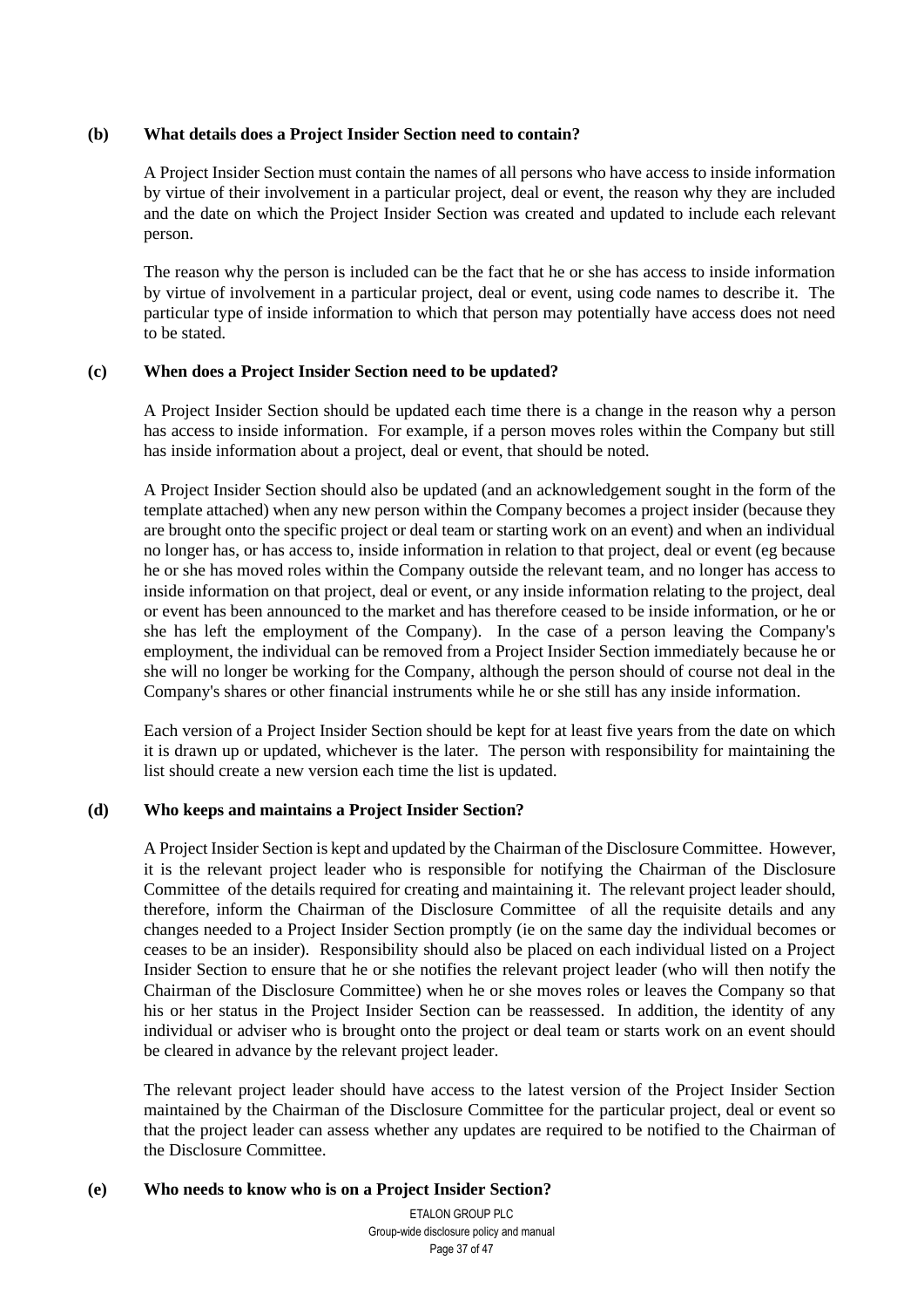**(b) What details does a Project Insider Section need to contain?**

A Project Insider Section must contain the names of all persons who have access to inside information by virtue of their involvement in a particular project, deal or event, the reason why they are included and the date on which the Project Insider Section was created and updated to include each relevant person.

The reason why the person is included can be the fact that he or she has access to inside information by virtue of involvement in a particular project, deal or event, using code names to describe it. The particular type of inside information to which that person may potentially have access does not need to be stated.

**(c) When does a Project Insider Section need to be updated?**

A Project Insider Section should be updated each time there is a change in the reason why a person has access to inside information. For example, if a person moves roles within the Company but still has inside information about a project, deal or event, that should be noted.

A Project Insider Section should also be updated (and an acknowledgement sought in the form of the template attached) when any new person within the Company becomes a project insider (because they are brought onto the specific project or deal team or starting work on an event) and when an individual no longer has, or has access to, inside information in relation to that project, deal or event (eg because he or she has moved roles within the Company outside the relevant team, and no longer has access to inside information on that project, deal or event, or any inside information relating to the project, deal or event has been announced to the market and has therefore ceased to be inside information, or he or she has left the employment of the Company). In the case of a person leaving the Company's employment, the individual can be removed from a Project Insider Section immediately because he or she will no longer be working for the Company, although the person should of course not deal in the Company's shares or other financial instruments while he or she still has any inside information.

Each version of a Project Insider Section should be kept for at least five years from the date on which it is drawn up or updated, whichever is the later. The person with responsibility for maintaining the list should create a new version each time the list is updated.

**(d) Who keeps and maintains a Project Insider Section?**

A Project Insider Section is kept and updated by the Chairman of the Disclosure Committee. However, it is the relevant project leader who is responsible for notifying the Chairman of the Disclosure Committee of the details required for creating and maintaining it. The relevant project leader should, therefore, inform the Chairman of the Disclosure Committee of all the requisite details and any changes needed to a Project Insider Section promptly (ie on the same day the individual becomes or ceases to be an insider). Responsibility should also be placed on each individual listed on a Project Insider Section to ensure that he or she notifies the relevant project leader (who will then notify the Chairman of the Disclosure Committee) when he or she moves roles or leaves the Company so that his or her status in the Project Insider Section can be reassessed. In addition, the identity of any individual or adviser who is brought onto the project or deal team or starts work on an event should be cleared in advance by the relevant project leader.

The relevant project leader should have access to the latest version of the Project Insider Section maintained by the Chairman of the Disclosure Committee for the particular project, deal or event so that the project leader can assess whether any updates are required to be notified to the Chairman of the Disclosure Committee.

**(e) Who needs to know who is on a Project Insider Section?**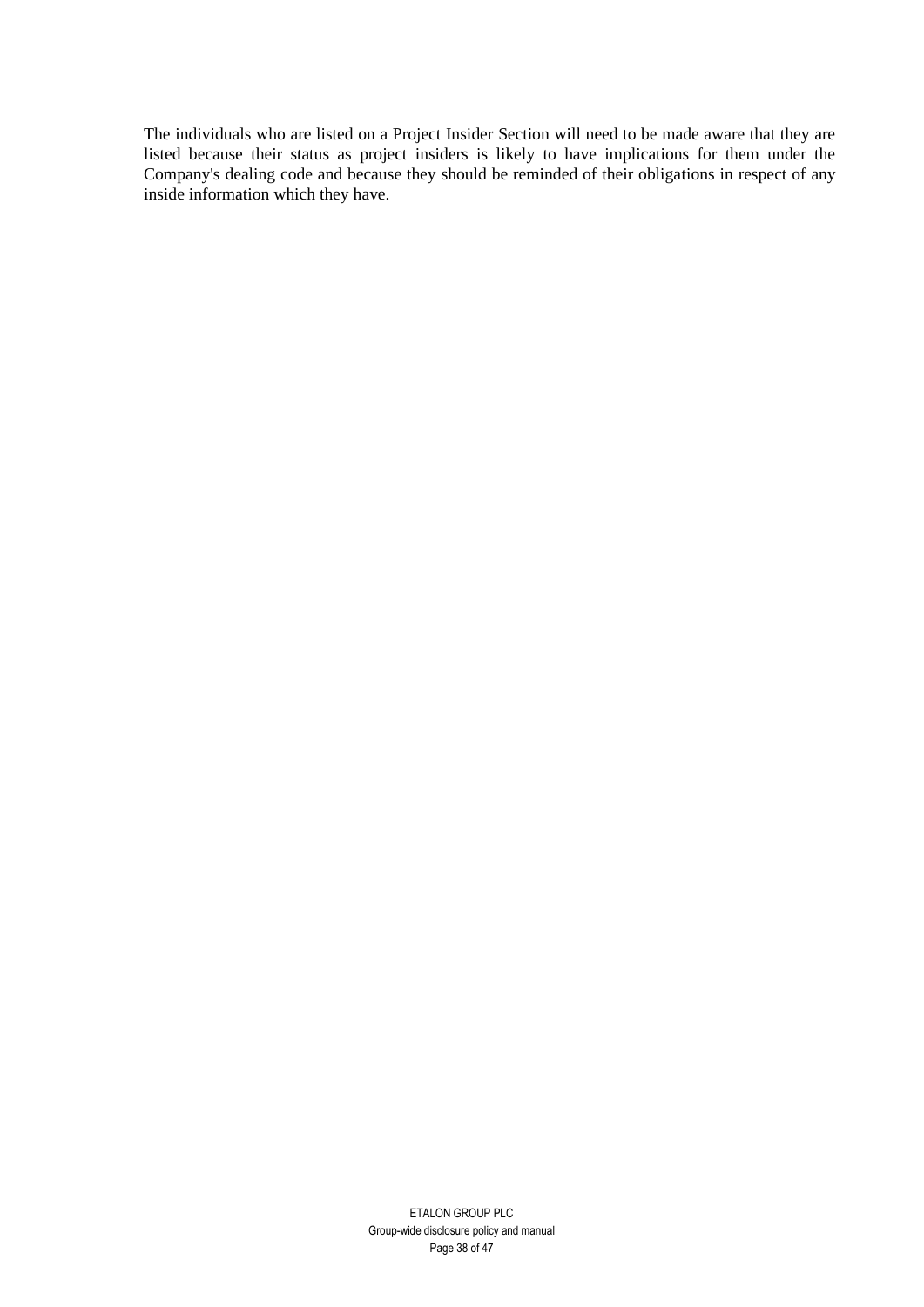The individuals who are listed on a Project Insider Section will need to be made aware that they are listed because their status as project insiders is likely to have implications for them under the Company's dealing code and because they should be reminded of their obligations in respect of any inside information which they have.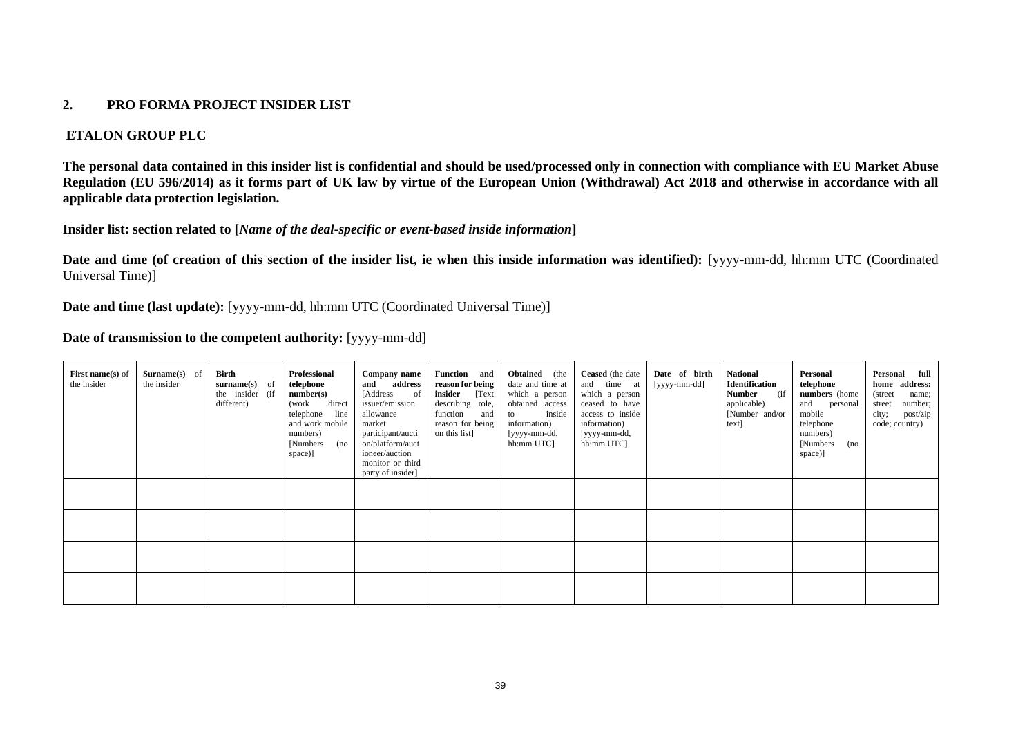## 2. PRO FORMA PROJECT INSIDER LIST

### ETALON GROUP PLC

**The personal data contained in this insider list is confidential and should be used/processed only in connection with compliance with EU Market Abuse Regulation (EU 596/2014) as it forms part of UK law by virtue of the European Union (Withdrawal) Act 2018 and otherwise in accordance with all applicable data protection legislation.**

**Insider list: section related to [*Name of the deal-specific or event-based inside information*]**

**Date and time (of creation of this section of the insider list, ie when this inside information was identified):** [yyyy-mm-dd, hh:mm UTC (Coordinated Universal Time)]

**Date and time (last update):** [yyyy-mm-dd, hh:mm UTC (Coordinated Universal Time)]

**Date of transmission to the competent authority:** [yyyy-mm-dd]

| **First name(s)** of the insider | **Surname(s)** of the insider | **Birth surname(s)** of the insider (if different) | **Professional telephone number(s)** (work direct telephone line and work mobile numbers) [Numbers (no space)] | **Company name and address** [Address of issuer/emission allowance market participant/auction platform/auctioneer/auction monitor or third party of insider] | **Function and reason for being insider** [Text describing role, function and reason for being on this list] | **Obtained** (the date and time at which a person obtained access to inside information) [yyyy-mm-dd, hh:mm UTC] | **Ceased** (the date and time at which a person ceased to have access to inside information) [yyyy-mm-dd, hh:mm UTC] | **Date of birth** [yyyy-mm-dd] | **National Identification Number** (if applicable) [Number and/or text] | **Personal telephone numbers** (home and personal mobile telephone numbers) [Numbers (no space)] | **Personal full home address:** (street name; street number; city; post/zip code; country) |
|---|---|---|---|---|---|---|---|---|---|---|---|
| | | | | | | | | | | | |
| | | | | | | | | | | | |
| | | | | | | | | | | | |
| | | | | | | | | | | | |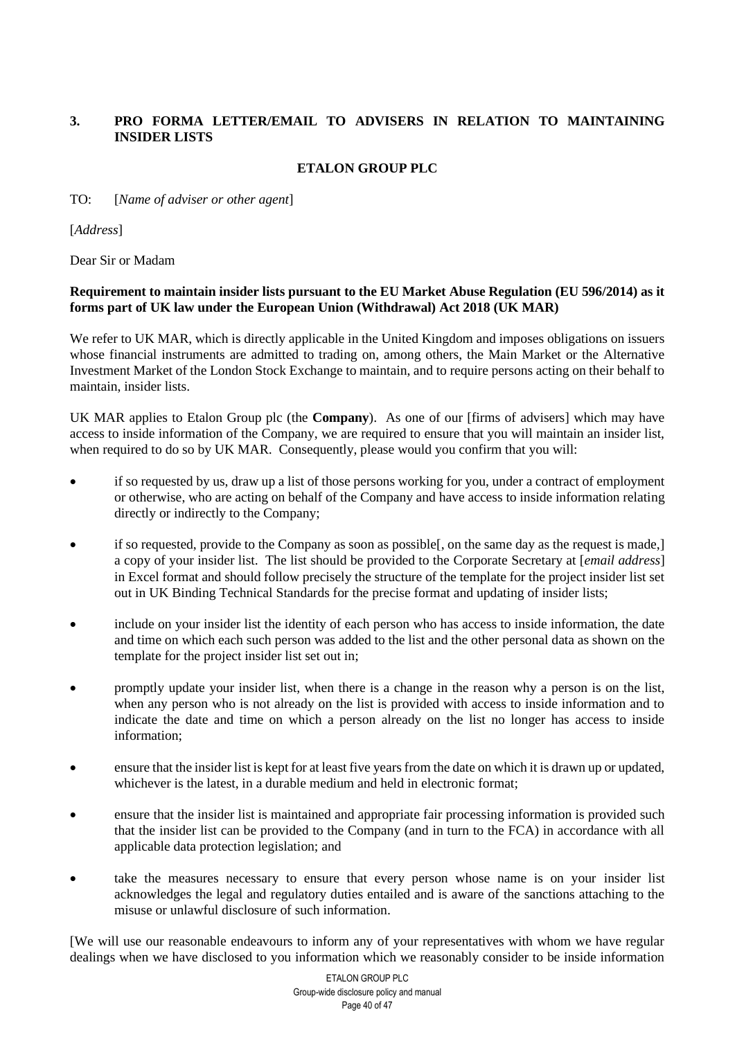## 3. PRO FORMA LETTER/EMAIL TO ADVISERS IN RELATION TO MAINTAINING INSIDER LISTS

**ETALON GROUP PLC**

TO: [*Name of adviser or other agent*]

[*Address*]

Dear Sir or Madam

**Requirement to maintain insider lists pursuant to the EU Market Abuse Regulation (EU 596/2014) as it forms part of UK law under the European Union (Withdrawal) Act 2018 (UK MAR)**

We refer to UK MAR, which is directly applicable in the United Kingdom and imposes obligations on issuers whose financial instruments are admitted to trading on, among others, the Main Market or the Alternative Investment Market of the London Stock Exchange to maintain, and to require persons acting on their behalf to maintain, insider lists.

UK MAR applies to Etalon Group plc (the **Company**). As one of our [firms of advisers] which may have access to inside information of the Company, we are required to ensure that you will maintain an insider list, when required to do so by UK MAR. Consequently, please would you confirm that you will:

- if so requested by us, draw up a list of those persons working for you, under a contract of employment or otherwise, who are acting on behalf of the Company and have access to inside information relating directly or indirectly to the Company;
- if so requested, provide to the Company as soon as possible[, on the same day as the request is made,] a copy of your insider list. The list should be provided to the Corporate Secretary at [*email address*] in Excel format and should follow precisely the structure of the template for the project insider list set out in UK Binding Technical Standards for the precise format and updating of insider lists;
- include on your insider list the identity of each person who has access to inside information, the date and time on which each such person was added to the list and the other personal data as shown on the template for the project insider list set out in;
- promptly update your insider list, when there is a change in the reason why a person is on the list, when any person who is not already on the list is provided with access to inside information and to indicate the date and time on which a person already on the list no longer has access to inside information;
- ensure that the insider list is kept for at least five years from the date on which it is drawn up or updated, whichever is the latest, in a durable medium and held in electronic format;
- ensure that the insider list is maintained and appropriate fair processing information is provided such that the insider list can be provided to the Company (and in turn to the FCA) in accordance with all applicable data protection legislation; and
- take the measures necessary to ensure that every person whose name is on your insider list acknowledges the legal and regulatory duties entailed and is aware of the sanctions attaching to the misuse or unlawful disclosure of such information.

[We will use our reasonable endeavours to inform any of your representatives with whom we have regular dealings when we have disclosed to you information which we reasonably consider to be inside information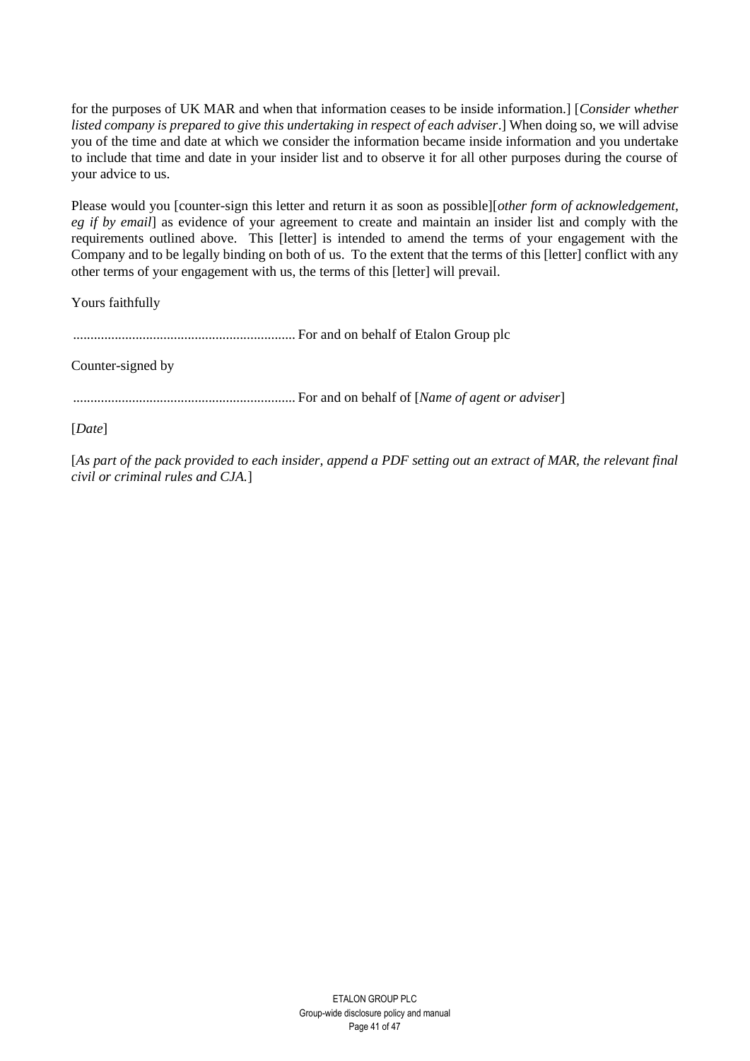for the purposes of UK MAR and when that information ceases to be inside information.] [*Consider whether listed company is prepared to give this undertaking in respect of each adviser*.] When doing so, we will advise you of the time and date at which we consider the information became inside information and you undertake to include that time and date in your insider list and to observe it for all other purposes during the course of your advice to us.

Please would you [counter-sign this letter and return it as soon as possible][*other form of acknowledgement, eg if by email*] as evidence of your agreement to create and maintain an insider list and comply with the requirements outlined above. This [letter] is intended to amend the terms of your engagement with the Company and to be legally binding on both of us. To the extent that the terms of this [letter] conflict with any other terms of your engagement with us, the terms of this [letter] will prevail.

Yours faithfully

............................................................... For and on behalf of Etalon Group plc

Counter-signed by

............................................................... For and on behalf of [*Name of agent or adviser*]

[*Date*]

[*As part of the pack provided to each insider, append a PDF setting out an extract of MAR, the relevant final civil or criminal rules and CJA.*]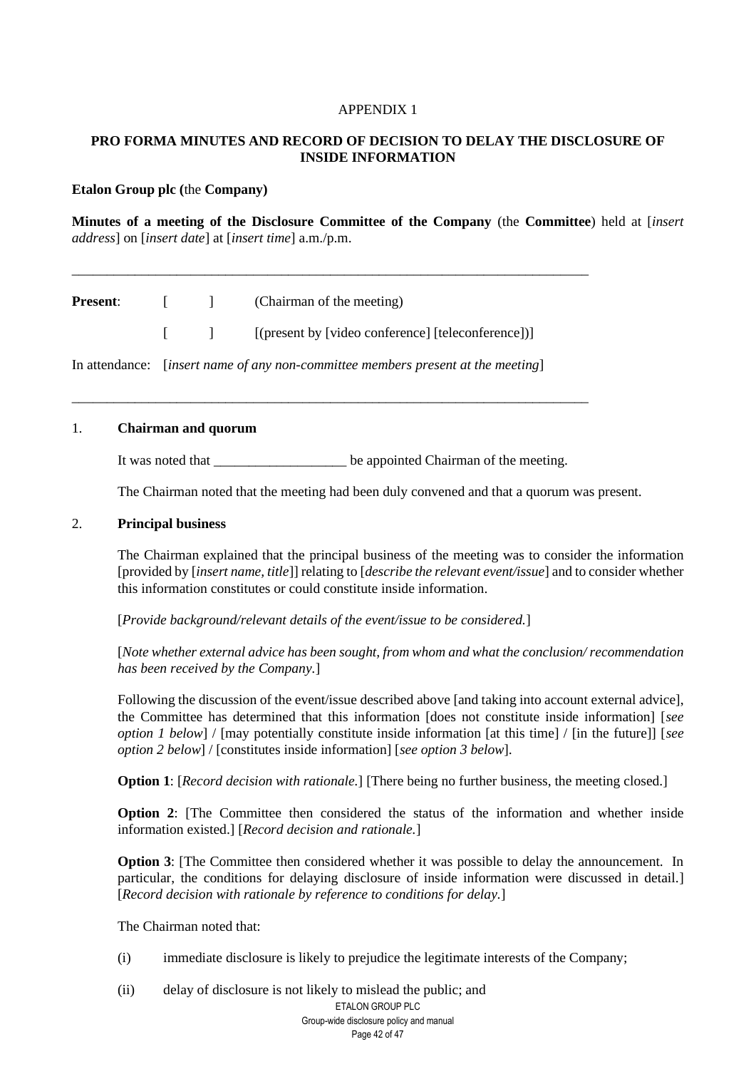APPENDIX 1

**PRO FORMA MINUTES AND RECORD OF DECISION TO DELAY THE DISCLOSURE OF INSIDE INFORMATION**

**Etalon Group plc (**the **Company)**

**Minutes of a meeting of the Disclosure Committee of the Company** (the **Committee**) held at [*insert address*] on [*insert date*] at [*insert time*] a.m./p.m.

---

**Present**: [ ] (Chairman of the meeting)

[ ] [(present by [video conference] [teleconference])]

In attendance: [*insert name of any non-committee members present at the meeting*]

---

1. **Chairman and quorum**

   It was noted that ___________________ be appointed Chairman of the meeting.

   The Chairman noted that the meeting had been duly convened and that a quorum was present.

2. **Principal business**

   The Chairman explained that the principal business of the meeting was to consider the information [provided by [*insert name, title*]] relating to [*describe the relevant event/issue*] and to consider whether this information constitutes or could constitute inside information.

   [*Provide background/relevant details of the event/issue to be considered.*]

   [*Note whether external advice has been sought, from whom and what the conclusion/ recommendation has been received by the Company.*]

   Following the discussion of the event/issue described above [and taking into account external advice], the Committee has determined that this information [does not constitute inside information] [*see option 1 below*] / [may potentially constitute inside information [at this time] / [in the future]] [*see option 2 below*] / [constitutes inside information] [*see option 3 below*].

   **Option 1**: [*Record decision with rationale.*] [There being no further business, the meeting closed.]

   **Option 2**: [The Committee then considered the status of the information and whether inside information existed.] [*Record decision and rationale.*]

   **Option 3**: [The Committee then considered whether it was possible to delay the announcement. In particular, the conditions for delaying disclosure of inside information were discussed in detail.] [*Record decision with rationale by reference to conditions for delay.*]

   The Chairman noted that:

   (i) immediate disclosure is likely to prejudice the legitimate interests of the Company;

   (ii) delay of disclosure is not likely to mislead the public; and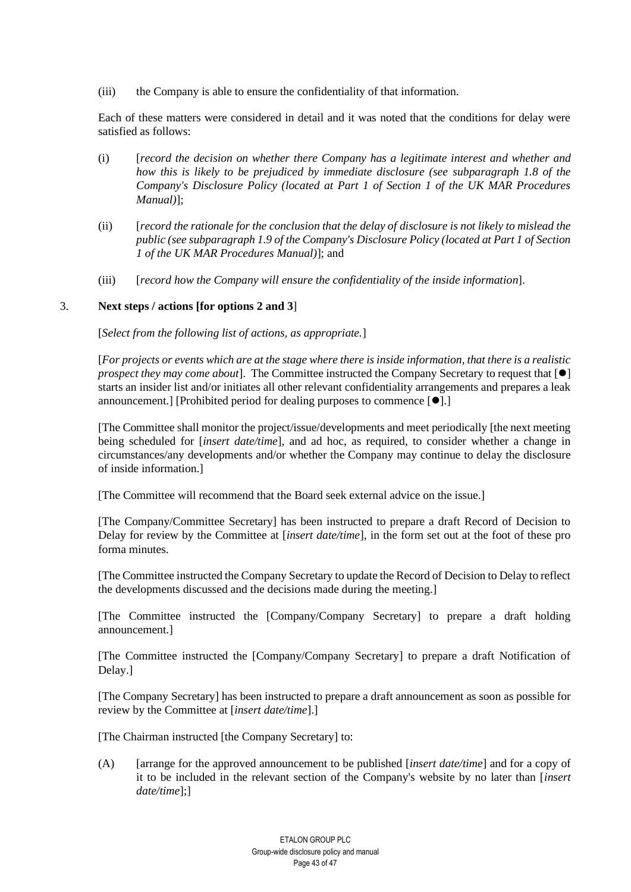(iii) the Company is able to ensure the confidentiality of that information.

Each of these matters were considered in detail and it was noted that the conditions for delay were satisfied as follows:

(i) [*record the decision on whether there Company has a legitimate interest and whether and how this is likely to be prejudiced by immediate disclosure (see subparagraph 1.8 of the Company's Disclosure Policy (located at Part 1 of Section 1 of the UK MAR Procedures Manual)*];

(ii) [*record the rationale for the conclusion that the delay of disclosure is not likely to mislead the public (see subparagraph 1.9 of the Company's Disclosure Policy (located at Part 1 of Section 1 of the UK MAR Procedures Manual)*]; and

(iii) [*record how the Company will ensure the confidentiality of the inside information*].

## 3. Next steps / actions [for options 2 and 3]

[*Select from the following list of actions, as appropriate.*]

[*For projects or events which are at the stage where there is inside information, that there is a realistic prospect they may come about*]. The Committee instructed the Company Secretary to request that [●] starts an insider list and/or initiates all other relevant confidentiality arrangements and prepares a leak announcement.] [Prohibited period for dealing purposes to commence [●].]

[The Committee shall monitor the project/issue/developments and meet periodically [the next meeting being scheduled for [*insert date/time*], and ad hoc, as required, to consider whether a change in circumstances/any developments and/or whether the Company may continue to delay the disclosure of inside information.]

[The Committee will recommend that the Board seek external advice on the issue.]

[The Company/Committee Secretary] has been instructed to prepare a draft Record of Decision to Delay for review by the Committee at [*insert date/time*], in the form set out at the foot of these pro forma minutes.

[The Committee instructed the Company Secretary to update the Record of Decision to Delay to reflect the developments discussed and the decisions made during the meeting.]

[The Committee instructed the [Company/Company Secretary] to prepare a draft holding announcement.]

[The Committee instructed the [Company/Company Secretary] to prepare a draft Notification of Delay.]

[The Company Secretary] has been instructed to prepare a draft announcement as soon as possible for review by the Committee at [*insert date/time*].]

[The Chairman instructed [the Company Secretary] to:

(A) [arrange for the approved announcement to be published [*insert date/time*] and for a copy of it to be included in the relevant section of the Company's website by no later than [*insert date/time*];]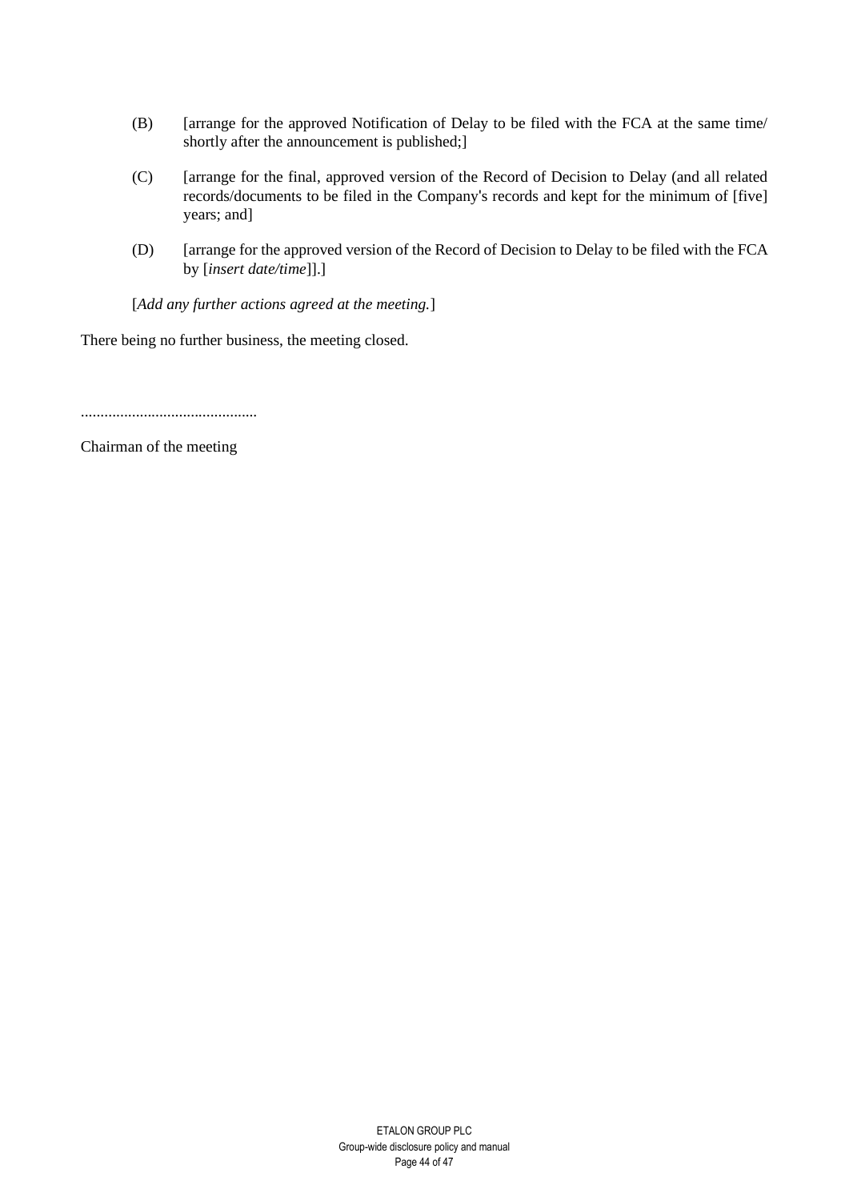(B) [arrange for the approved Notification of Delay to be filed with the FCA at the same time/ shortly after the announcement is published;]

(C) [arrange for the final, approved version of the Record of Decision to Delay (and all related records/documents to be filed in the Company's records and kept for the minimum of [five] years; and]

(D) [arrange for the approved version of the Record of Decision to Delay to be filed with the FCA by [*insert date/time*]].]

[*Add any further actions agreed at the meeting.*]

There being no further business, the meeting closed.

.............................................

Chairman of the meeting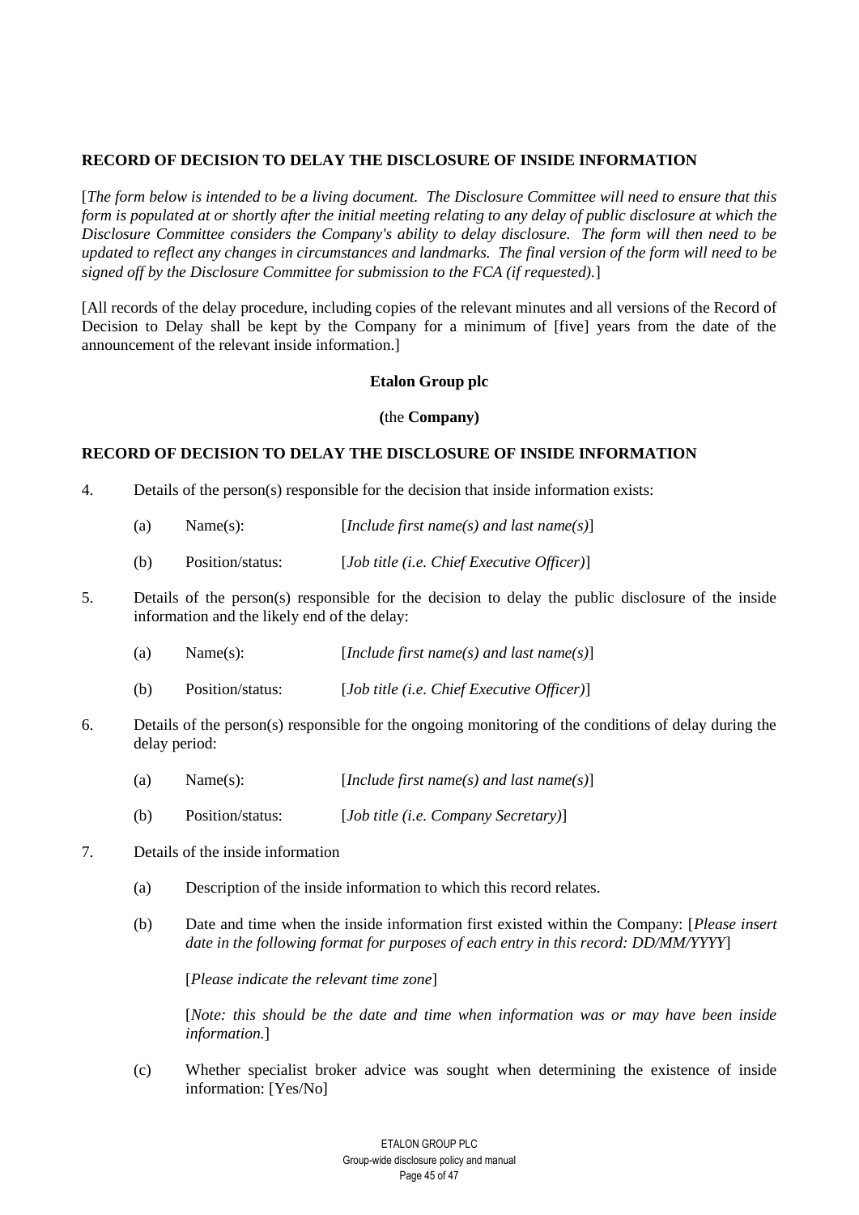**RECORD OF DECISION TO DELAY THE DISCLOSURE OF INSIDE INFORMATION**

[*The form below is intended to be a living document. The Disclosure Committee will need to ensure that this form is populated at or shortly after the initial meeting relating to any delay of public disclosure at which the Disclosure Committee considers the Company's ability to delay disclosure. The form will then need to be updated to reflect any changes in circumstances and landmarks. The final version of the form will need to be signed off by the Disclosure Committee for submission to the FCA (if requested).*]

[All records of the delay procedure, including copies of the relevant minutes and all versions of the Record of Decision to Delay shall be kept by the Company for a minimum of [five] years from the date of the announcement of the relevant inside information.]

**Etalon Group plc**

**(**the **Company)**

**RECORD OF DECISION TO DELAY THE DISCLOSURE OF INSIDE INFORMATION**

4. Details of the person(s) responsible for the decision that inside information exists:

   (a) Name(s): [*Include first name(s) and last name(s)*]

   (b) Position/status: [*Job title (i.e. Chief Executive Officer)*]

5. Details of the person(s) responsible for the decision to delay the public disclosure of the inside information and the likely end of the delay:

   (a) Name(s): [*Include first name(s) and last name(s)*]

   (b) Position/status: [*Job title (i.e. Chief Executive Officer)*]

6. Details of the person(s) responsible for the ongoing monitoring of the conditions of delay during the delay period:

   (a) Name(s): [*Include first name(s) and last name(s)*]

   (b) Position/status: [*Job title (i.e. Company Secretary)*]

7. Details of the inside information

   (a) Description of the inside information to which this record relates.

   (b) Date and time when the inside information first existed within the Company: [*Please insert date in the following format for purposes of each entry in this record: DD/MM/YYYY*]

   [*Please indicate the relevant time zone*]

   [*Note: this should be the date and time when information was or may have been inside information.*]

   (c) Whether specialist broker advice was sought when determining the existence of inside information: [Yes/No]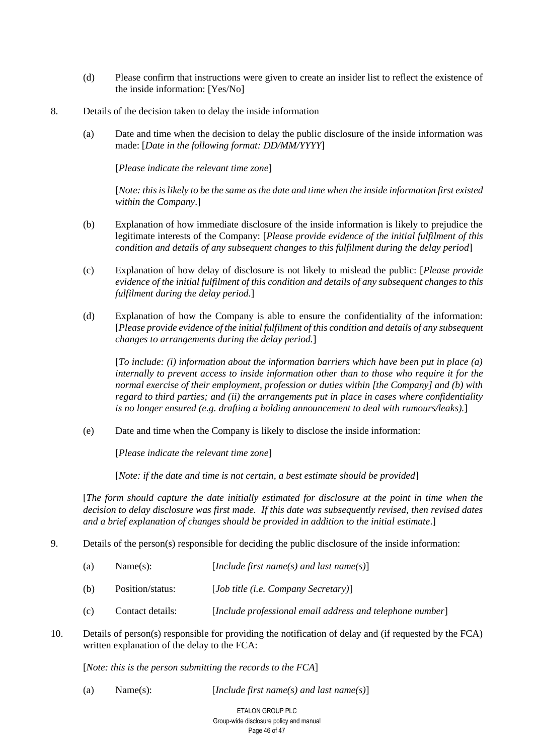(d) Please confirm that instructions were given to create an insider list to reflect the existence of the inside information: [Yes/No]

8. Details of the decision taken to delay the inside information

   (a) Date and time when the decision to delay the public disclosure of the inside information was made: [*Date in the following format: DD/MM/YYYY*]

   [*Please indicate the relevant time zone*]

   [*Note: this is likely to be the same as the date and time when the inside information first existed within the Company*.]

   (b) Explanation of how immediate disclosure of the inside information is likely to prejudice the legitimate interests of the Company: [*Please provide evidence of the initial fulfilment of this condition and details of any subsequent changes to this fulfilment during the delay period*]

   (c) Explanation of how delay of disclosure is not likely to mislead the public: [*Please provide evidence of the initial fulfilment of this condition and details of any subsequent changes to this fulfilment during the delay period.*]

   (d) Explanation of how the Company is able to ensure the confidentiality of the information: [*Please provide evidence of the initial fulfilment of this condition and details of any subsequent changes to arrangements during the delay period.*]

   [*To include: (i) information about the information barriers which have been put in place (a) internally to prevent access to inside information other than to those who require it for the normal exercise of their employment, profession or duties within [the Company] and (b) with regard to third parties; and (ii) the arrangements put in place in cases where confidentiality is no longer ensured (e.g. drafting a holding announcement to deal with rumours/leaks).*]

   (e) Date and time when the Company is likely to disclose the inside information:

   [*Please indicate the relevant time zone*]

   [*Note: if the date and time is not certain, a best estimate should be provided*]

   [*The form should capture the date initially estimated for disclosure at the point in time when the decision to delay disclosure was first made. If this date was subsequently revised, then revised dates and a brief explanation of changes should be provided in addition to the initial estimate*.]

9. Details of the person(s) responsible for deciding the public disclosure of the inside information:

   (a) Name(s): [*Include first name(s) and last name(s)*]

   (b) Position/status: [*Job title (i.e. Company Secretary)*]

   (c) Contact details: [*Include professional email address and telephone number*]

10. Details of person(s) responsible for providing the notification of delay and (if requested by the FCA) written explanation of the delay to the FCA:

    [*Note: this is the person submitting the records to the FCA*]

    (a) Name(s): [*Include first name(s) and last name(s)*]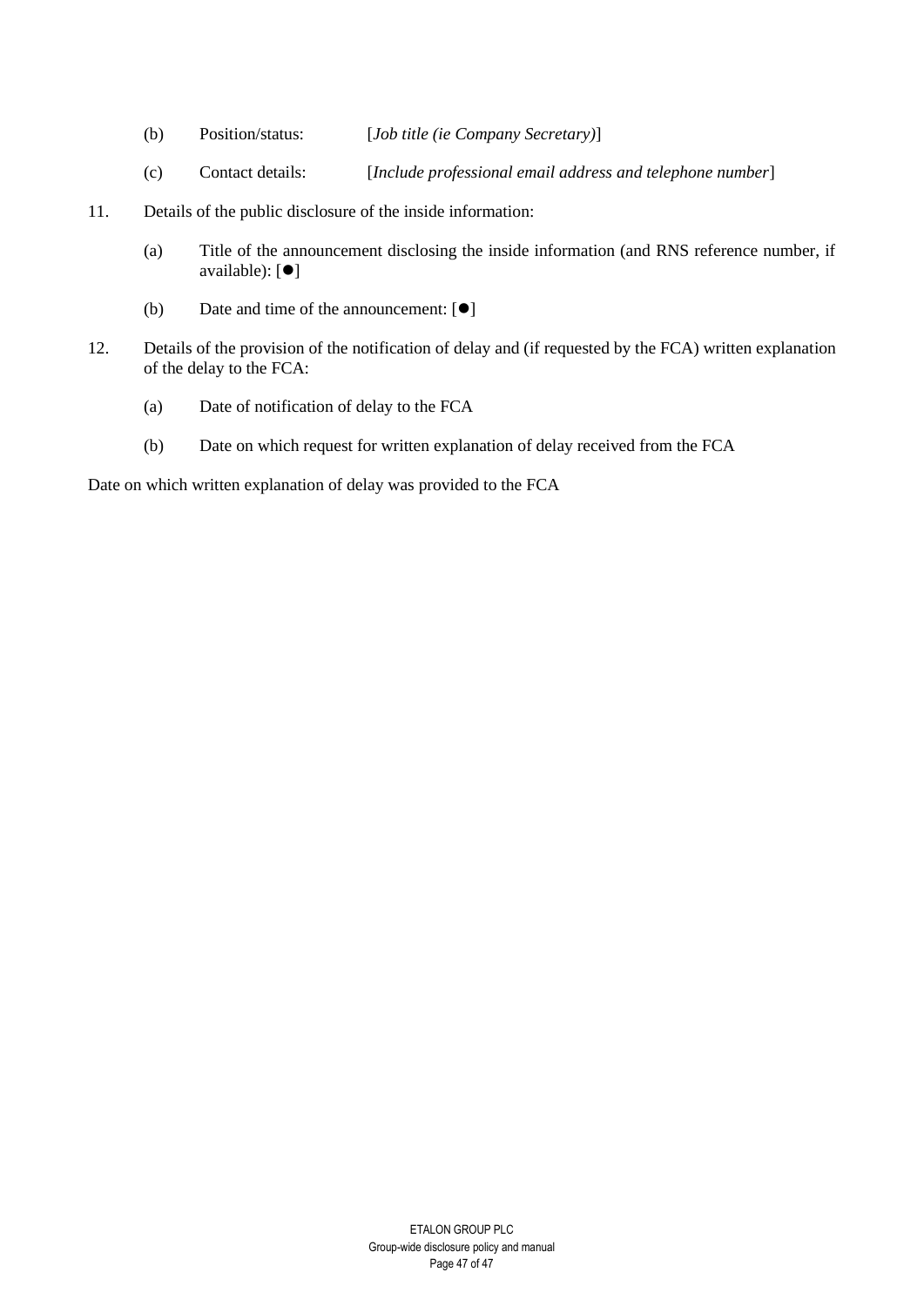(b) Position/status: [*Job title (ie Company Secretary)*]

(c) Contact details: [*Include professional email address and telephone number*]

11. Details of the public disclosure of the inside information:

    (a) Title of the announcement disclosing the inside information (and RNS reference number, if available): [●]

    (b) Date and time of the announcement: [●]

12. Details of the provision of the notification of delay and (if requested by the FCA) written explanation of the delay to the FCA:

    (a) Date of notification of delay to the FCA

    (b) Date on which request for written explanation of delay received from the FCA

Date on which written explanation of delay was provided to the FCA